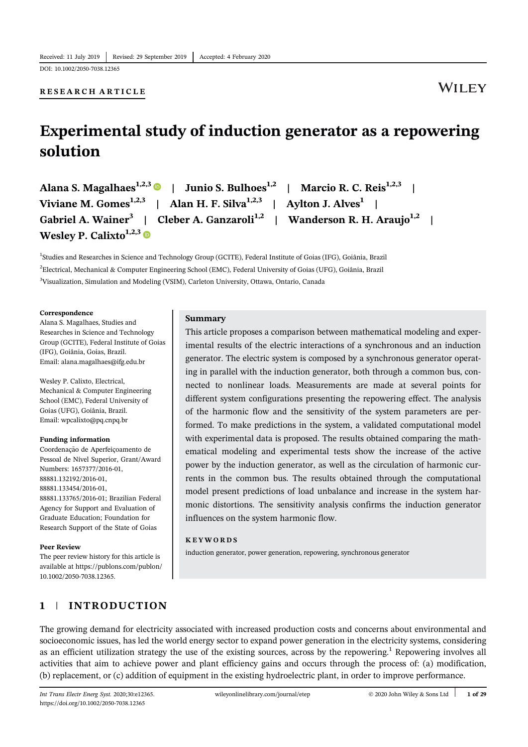Received: 11 July 2019 | Revised: 29 September 2019 | Accepted: 4 February 2020

DOI: 10.1002/2050-7038.12365

**RESEARCH ARTICLE**

# Experimental study of induction generator as a repowering solution

**Alana S. Magalhaes**[1,2,3] | **Junio S. Bulhoes**[1,2] | **Marcio R. C. Reis**[1,2,3] | **Viviane M. Gomes**[1,2,3] | **Alan H. F. Silva**[1,2,3] | **Aylton J. Alves**[1] | **Gabriel A. Wainer**[3] | **Cleber A. Ganzaroli**[1,2] | **Wanderson R. H. Araujo**[1,2] | **Wesley P. Calixto**[1,2,3]

[1]Studies and Researches in Science and Technology Group (GCITE), Federal Institute of Goias (IFG), Goiânia, Brazil

[2]Electrical, Mechanical & Computer Engineering School (EMC), Federal University of Goias (UFG), Goiânia, Brazil

[3]Visualization, Simulation and Modeling (VSIM), Carleton University, Ottawa, Ontario, Canada

**Correspondence**

Alana S. Magalhaes, Studies and Researches in Science and Technology Group (GCITE), Federal Institute of Goias (IFG), Goiânia, Goias, Brazil.
Email: alana.magalhaes@ifg.edu.br

Wesley P. Calixto, Electrical, Mechanical & Computer Engineering School (EMC), Federal University of Goias (UFG), Goiânia, Brazil.
Email: wpcalixto@pq.cnpq.br

**Funding information**

Coordenação de Aperfeiçoamento de Pessoal de Nível Superior, Grant/Award Numbers: 1657377/2016-01, 88881.132192/2016-01, 88881.133454/2016-01, 88881.133765/2016-01; Brazilian Federal Agency for Support and Evaluation of Graduate Education; Foundation for Research Support of the State of Goias

**Peer Review**

The peer review history for this article is available at https://publons.com/publon/10.1002/2050-7038.12365.

## Summary

This article proposes a comparison between mathematical modeling and experimental results of the electric interactions of a synchronous and an induction generator. The electric system is composed by a synchronous generator operating in parallel with the induction generator, both through a common bus, connected to nonlinear loads. Measurements are made at several points for different system configurations presenting the repowering effect. The analysis of the harmonic flow and the sensitivity of the system parameters are performed. To make predictions in the system, a validated computational model with experimental data is proposed. The results obtained comparing the mathematical modeling and experimental tests show the increase of the active power by the induction generator, as well as the circulation of harmonic currents in the common bus. The results obtained through the computational model present predictions of load unbalance and increase in the system harmonic distortions. The sensitivity analysis confirms the induction generator influences on the system harmonic flow.

**KEYWORDS**

induction generator, power generation, repowering, synchronous generator

## 1 | INTRODUCTION

The growing demand for electricity associated with increased production costs and concerns about environmental and socioeconomic issues, has led the world energy sector to expand power generation in the electricity systems, considering as an efficient utilization strategy the use of the existing sources, across by the repowering.[1] Repowering involves all activities that aim to achieve power and plant efficiency gains and occurs through the process of: (a) modification, (b) replacement, or (c) addition of equipment in the existing hydroelectric plant, in order to improve performance.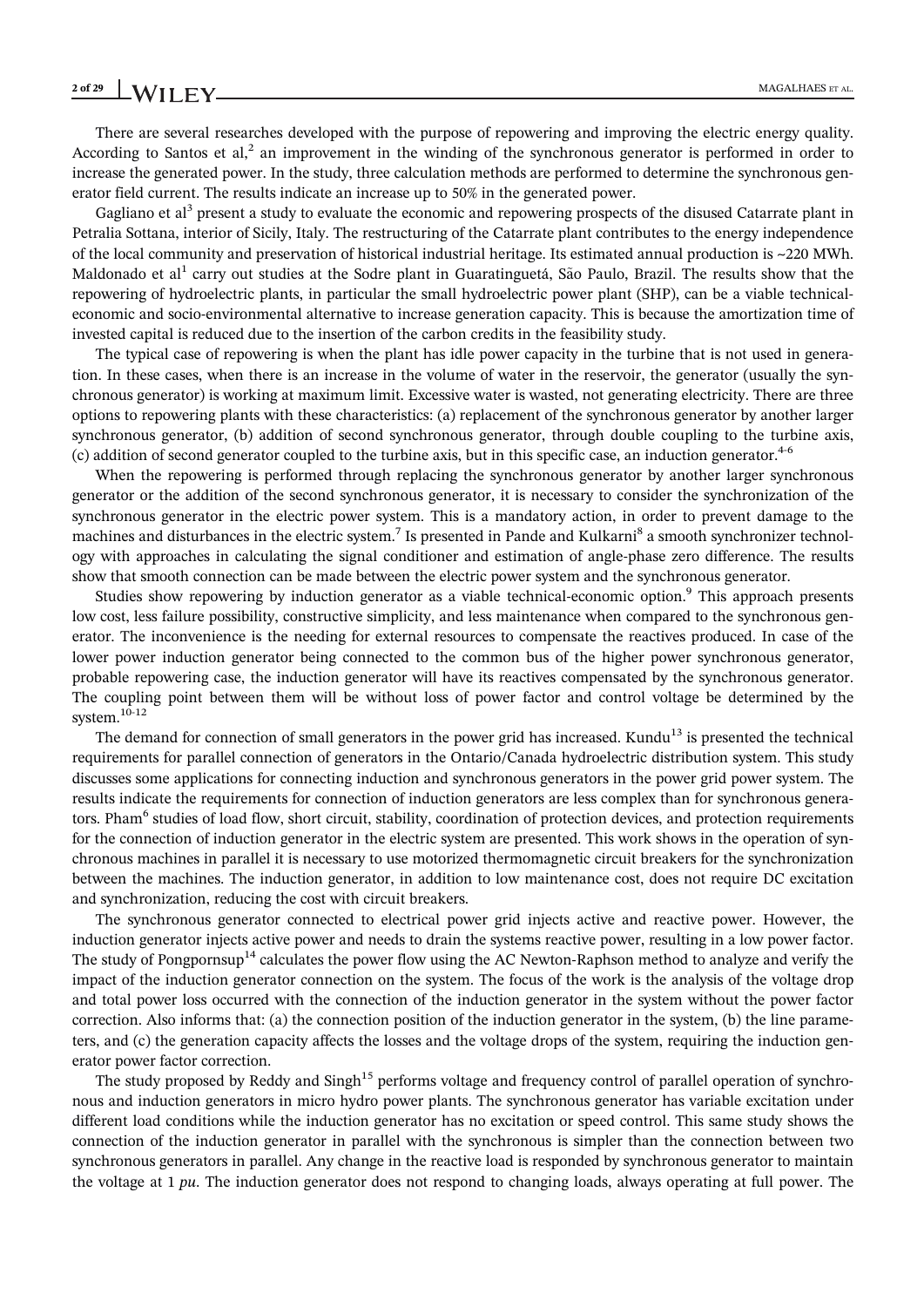There are several researches developed with the purpose of repowering and improving the electric energy quality. According to Santos et al,[2] an improvement in the winding of the synchronous generator is performed in order to increase the generated power. In the study, three calculation methods are performed to determine the synchronous generator field current. The results indicate an increase up to 50% in the generated power.

Gagliano et al[3] present a study to evaluate the economic and repowering prospects of the disused Catarrate plant in Petralia Sottana, interior of Sicily, Italy. The restructuring of the Catarrate plant contributes to the energy independence of the local community and preservation of historical industrial heritage. Its estimated annual production is ~220 MWh. Maldonado et al[1] carry out studies at the Sodre plant in Guaratinguetá, São Paulo, Brazil. The results show that the repowering of hydroelectric plants, in particular the small hydroelectric power plant (SHP), can be a viable technical-economic and socio-environmental alternative to increase generation capacity. This is because the amortization time of invested capital is reduced due to the insertion of the carbon credits in the feasibility study.

The typical case of repowering is when the plant has idle power capacity in the turbine that is not used in generation. In these cases, when there is an increase in the volume of water in the reservoir, the generator (usually the synchronous generator) is working at maximum limit. Excessive water is wasted, not generating electricity. There are three options to repowering plants with these characteristics: (a) replacement of the synchronous generator by another larger synchronous generator, (b) addition of second synchronous generator, through double coupling to the turbine axis, (c) addition of second generator coupled to the turbine axis, but in this specific case, an induction generator.[4-6]

When the repowering is performed through replacing the synchronous generator by another larger synchronous generator or the addition of the second synchronous generator, it is necessary to consider the synchronization of the synchronous generator in the electric power system. This is a mandatory action, in order to prevent damage to the machines and disturbances in the electric system.[7] Is presented in Pande and Kulkarni[8] a smooth synchronizer technology with approaches in calculating the signal conditioner and estimation of angle-phase zero difference. The results show that smooth connection can be made between the electric power system and the synchronous generator.

Studies show repowering by induction generator as a viable technical-economic option.[9] This approach presents low cost, less failure possibility, constructive simplicity, and less maintenance when compared to the synchronous generator. The inconvenience is the needing for external resources to compensate the reactives produced. In case of the lower power induction generator being connected to the common bus of the higher power synchronous generator, probable repowering case, the induction generator will have its reactives compensated by the synchronous generator. The coupling point between them will be without loss of power factor and control voltage be determined by the system.[10-12]

The demand for connection of small generators in the power grid has increased. Kundu[13] is presented the technical requirements for parallel connection of generators in the Ontario/Canada hydroelectric distribution system. This study discusses some applications for connecting induction and synchronous generators in the power grid power system. The results indicate the requirements for connection of induction generators are less complex than for synchronous generators. Pham[6] studies of load flow, short circuit, stability, coordination of protection devices, and protection requirements for the connection of induction generator in the electric system are presented. This work shows in the operation of synchronous machines in parallel it is necessary to use motorized thermomagnetic circuit breakers for the synchronization between the machines. The induction generator, in addition to low maintenance cost, does not require DC excitation and synchronization, reducing the cost with circuit breakers.

The synchronous generator connected to electrical power grid injects active and reactive power. However, the induction generator injects active power and needs to drain the systems reactive power, resulting in a low power factor. The study of Pongpornsup[14] calculates the power flow using the AC Newton-Raphson method to analyze and verify the impact of the induction generator connection on the system. The focus of the work is the analysis of the voltage drop and total power loss occurred with the connection of the induction generator in the system without the power factor correction. Also informs that: (a) the connection position of the induction generator in the system, (b) the line parameters, and (c) the generation capacity affects the losses and the voltage drops of the system, requiring the induction generator power factor correction.

The study proposed by Reddy and Singh[15] performs voltage and frequency control of parallel operation of synchronous and induction generators in micro hydro power plants. The synchronous generator has variable excitation under different load conditions while the induction generator has no excitation or speed control. This same study shows the connection of the induction generator in parallel with the synchronous is simpler than the connection between two synchronous generators in parallel. Any change in the reactive load is responded by synchronous generator to maintain the voltage at 1 *pu*. The induction generator does not respond to changing loads, always operating at full power. The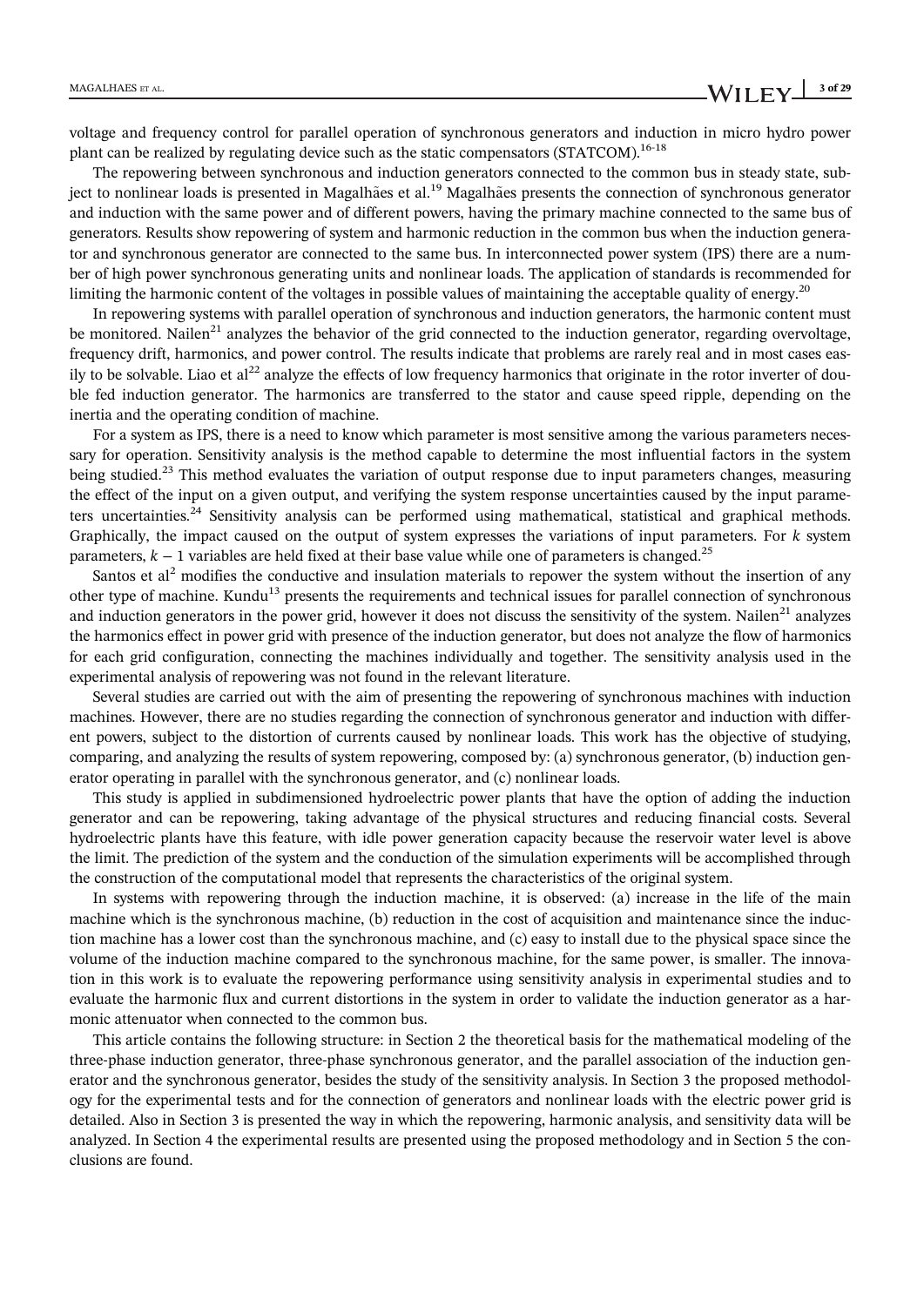voltage and frequency control for parallel operation of synchronous generators and induction in micro hydro power plant can be realized by regulating device such as the static compensators (STATCOM).[16-18]

The repowering between synchronous and induction generators connected to the common bus in steady state, subject to nonlinear loads is presented in Magalhães et al.[19] Magalhães presents the connection of synchronous generator and induction with the same power and of different powers, having the primary machine connected to the same bus of generators. Results show repowering of system and harmonic reduction in the common bus when the induction generator and synchronous generator are connected to the same bus. In interconnected power system (IPS) there are a number of high power synchronous generating units and nonlinear loads. The application of standards is recommended for limiting the harmonic content of the voltages in possible values of maintaining the acceptable quality of energy.[20]

In repowering systems with parallel operation of synchronous and induction generators, the harmonic content must be monitored. Nailen[21] analyzes the behavior of the grid connected to the induction generator, regarding overvoltage, frequency drift, harmonics, and power control. The results indicate that problems are rarely real and in most cases easily to be solvable. Liao et al[22] analyze the effects of low frequency harmonics that originate in the rotor inverter of double fed induction generator. The harmonics are transferred to the stator and cause speed ripple, depending on the inertia and the operating condition of machine.

For a system as IPS, there is a need to know which parameter is most sensitive among the various parameters necessary for operation. Sensitivity analysis is the method capable to determine the most influential factors in the system being studied.[23] This method evaluates the variation of output response due to input parameters changes, measuring the effect of the input on a given output, and verifying the system response uncertainties caused by the input parameters uncertainties.[24] Sensitivity analysis can be performed using mathematical, statistical and graphical methods. Graphically, the impact caused on the output of system expresses the variations of input parameters. For $k$ system parameters, $k - 1$ variables are held fixed at their base value while one of parameters is changed.[25]

Santos et al[2] modifies the conductive and insulation materials to repower the system without the insertion of any other type of machine. Kundu[13] presents the requirements and technical issues for parallel connection of synchronous and induction generators in the power grid, however it does not discuss the sensitivity of the system. Nailen[21] analyzes the harmonics effect in power grid with presence of the induction generator, but does not analyze the flow of harmonics for each grid configuration, connecting the machines individually and together. The sensitivity analysis used in the experimental analysis of repowering was not found in the relevant literature.

Several studies are carried out with the aim of presenting the repowering of synchronous machines with induction machines. However, there are no studies regarding the connection of synchronous generator and induction with different powers, subject to the distortion of currents caused by nonlinear loads. This work has the objective of studying, comparing, and analyzing the results of system repowering, composed by: (a) synchronous generator, (b) induction generator operating in parallel with the synchronous generator, and (c) nonlinear loads.

This study is applied in subdimensioned hydroelectric power plants that have the option of adding the induction generator and can be repowering, taking advantage of the physical structures and reducing financial costs. Several hydroelectric plants have this feature, with idle power generation capacity because the reservoir water level is above the limit. The prediction of the system and the conduction of the simulation experiments will be accomplished through the construction of the computational model that represents the characteristics of the original system.

In systems with repowering through the induction machine, it is observed: (a) increase in the life of the main machine which is the synchronous machine, (b) reduction in the cost of acquisition and maintenance since the induction machine has a lower cost than the synchronous machine, and (c) easy to install due to the physical space since the volume of the induction machine compared to the synchronous machine, for the same power, is smaller. The innovation in this work is to evaluate the repowering performance using sensitivity analysis in experimental studies and to evaluate the harmonic flux and current distortions in the system in order to validate the induction generator as a harmonic attenuator when connected to the common bus.

This article contains the following structure: in Section 2 the theoretical basis for the mathematical modeling of the three-phase induction generator, three-phase synchronous generator, and the parallel association of the induction generator and the synchronous generator, besides the study of the sensitivity analysis. In Section 3 the proposed methodology for the experimental tests and for the connection of generators and nonlinear loads with the electric power grid is detailed. Also in Section 3 is presented the way in which the repowering, harmonic analysis, and sensitivity data will be analyzed. In Section 4 the experimental results are presented using the proposed methodology and in Section 5 the conclusions are found.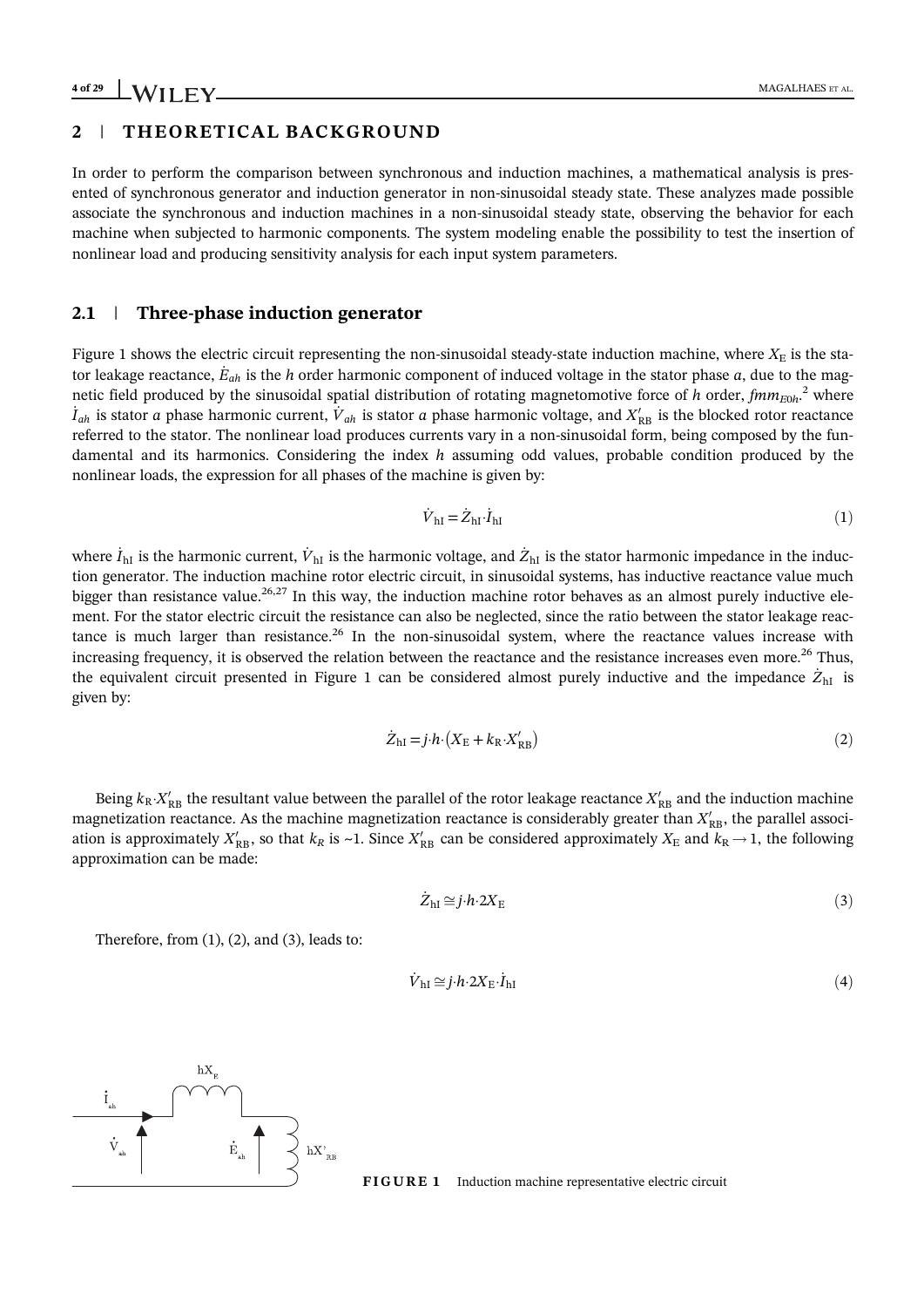## 2 | THEORETICAL BACKGROUND

In order to perform the comparison between synchronous and induction machines, a mathematical analysis is presented of synchronous generator and induction generator in non-sinusoidal steady state. These analyzes made possible associate the synchronous and induction machines in a non-sinusoidal steady state, observing the behavior for each machine when subjected to harmonic components. The system modeling enable the possibility to test the insertion of nonlinear load and producing sensitivity analysis for each input system parameters.

### 2.1 | Three-phase induction generator

Figure 1 shows the electric circuit representing the non-sinusoidal steady-state induction machine, where $X_E$ is the stator leakage reactance, $\dot{E}_{ah}$ is the $h$ order harmonic component of induced voltage in the stator phase $a$, due to the magnetic field produced by the sinusoidal spatial distribution of rotating magnetomotive force of $h$ order, $fmm_{E0h}$.[2] where $\dot{I}_{ah}$ is stator $a$ phase harmonic current, $\dot{V}_{ah}$ is stator $a$ phase harmonic voltage, and $X'_{RB}$ is the blocked rotor reactance referred to the stator. The nonlinear load produces currents vary in a non-sinusoidal form, being composed by the fundamental and its harmonics. Considering the index $h$ assuming odd values, probable condition produced by the nonlinear loads, the expression for all phases of the machine is given by:

$$\dot{V}_{hI} = \dot{Z}_{hI} \cdot \dot{I}_{hI} \tag{1}$$

where $\dot{I}_{hI}$ is the harmonic current, $\dot{V}_{hI}$ is the harmonic voltage, and $\dot{Z}_{hI}$ is the stator harmonic impedance in the induction generator. The induction machine rotor electric circuit, in sinusoidal systems, has inductive reactance value much bigger than resistance value.[26,27] In this way, the induction machine rotor behaves as an almost purely inductive element. For the stator electric circuit the resistance can also be neglected, since the ratio between the stator leakage reactance is much larger than resistance.[26] In the non-sinusoidal system, where the reactance values increase with increasing frequency, it is observed the relation between the reactance and the resistance increases even more.[26] Thus, the equivalent circuit presented in Figure 1 can be considered almost purely inductive and the impedance $\dot{Z}_{hI}$ is given by:

$$\dot{Z}_{hI} = j \cdot h \cdot \left(X_E + k_R \cdot X'_{RB}\right) \tag{2}$$

Being $k_R \cdot X'_{RB}$ the resultant value between the parallel of the rotor leakage reactance $X'_{RB}$ and the induction machine magnetization reactance. As the machine magnetization reactance is considerably greater than $X'_{RB}$, the parallel association is approximately $X'_{RB}$, so that $k_R$ is ~1. Since $X'_{RB}$ can be considered approximately $X_E$ and $k_R \rightarrow 1$, the following approximation can be made:

$$\dot{Z}_{hI} \cong j \cdot h \cdot 2X_E \tag{3}$$

Therefore, from (1), (2), and (3), leads to:

$$\dot{V}_{hI} \cong j \cdot h \cdot 2X_E \cdot \dot{I}_{hI} \tag{4}$$

**FIGURE 1** Induction machine representative electric circuit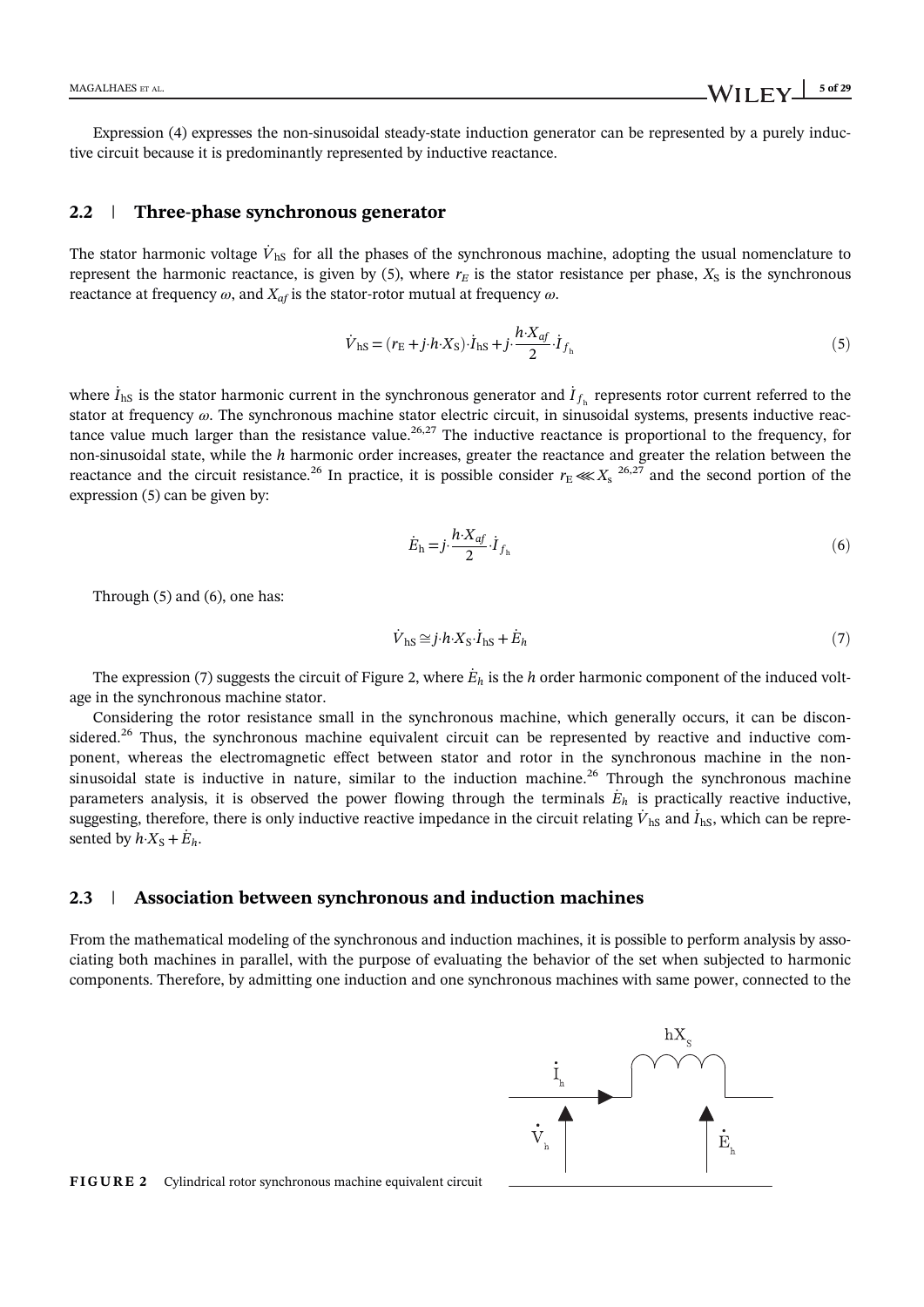Expression (4) expresses the non-sinusoidal steady-state induction generator can be represented by a purely inductive circuit because it is predominantly represented by inductive reactance.

## 2.2 | Three-phase synchronous generator

The stator harmonic voltage $\dot{V}_{\mathrm{hS}}$ for all the phases of the synchronous machine, adopting the usual nomenclature to represent the harmonic reactance, is given by (5), where $r_E$ is the stator resistance per phase, $X_S$ is the synchronous reactance at frequency $\omega$, and $X_{af}$ is the stator-rotor mutual at frequency $\omega$.

$$\dot{V}_{\mathrm{hS}} = (r_{\mathrm{E}} + j{\cdot}h{\cdot}X_{\mathrm{S}}){\cdot}\dot{I}_{\mathrm{hS}} + j{\cdot}\frac{h{\cdot}X_{af}}{2}{\cdot}\dot{I}_{f_{\mathrm{h}}} \tag{5}$$

where $\dot{I}_{\mathrm{hS}}$ is the stator harmonic current in the synchronous generator and $\dot{I}_{f_{\mathrm{h}}}$ represents rotor current referred to the stator at frequency $\omega$. The synchronous machine stator electric circuit, in sinusoidal systems, presents inductive reactance value much larger than the resistance value.[26,27] The inductive reactance is proportional to the frequency, for non-sinusoidal state, while the $h$ harmonic order increases, greater the reactance and greater the relation between the reactance and the circuit resistance.[26] In practice, it is possible consider $r_{\mathrm{E}} \lll X_{\mathrm{s}}$ [26,27] and the second portion of the expression (5) can be given by:

$$\dot{E}_{\mathrm{h}} = j{\cdot}\frac{h{\cdot}X_{af}}{2}{\cdot}\dot{I}_{f_{\mathrm{h}}} \tag{6}$$

Through (5) and (6), one has:

$$\dot{V}_{\mathrm{hS}} \cong j{\cdot}h{\cdot}X_{\mathrm{S}}{\cdot}\dot{I}_{\mathrm{hS}} + \dot{E}_h \tag{7}$$

The expression (7) suggests the circuit of Figure 2, where $\dot{E}_h$ is the $h$ order harmonic component of the induced voltage in the synchronous machine stator.

Considering the rotor resistance small in the synchronous machine, which generally occurs, it can be disconsidered.[26] Thus, the synchronous machine equivalent circuit can be represented by reactive and inductive component, whereas the electromagnetic effect between stator and rotor in the synchronous machine in the non-sinusoidal state is inductive in nature, similar to the induction machine.[26] Through the synchronous machine parameters analysis, it is observed the power flowing through the terminals $\dot{E}_h$ is practically reactive inductive, suggesting, therefore, there is only inductive reactive impedance in the circuit relating $\dot{V}_{\mathrm{hS}}$ and $\dot{I}_{\mathrm{hS}}$, which can be represented by $h{\cdot}X_{\mathrm{S}} + \dot{E}_h$.

## 2.3 | Association between synchronous and induction machines

From the mathematical modeling of the synchronous and induction machines, it is possible to perform analysis by associating both machines in parallel, with the purpose of evaluating the behavior of the set when subjected to harmonic components. Therefore, by admitting one induction and one synchronous machines with same power, connected to the

**FIGURE 2** Cylindrical rotor synchronous machine equivalent circuit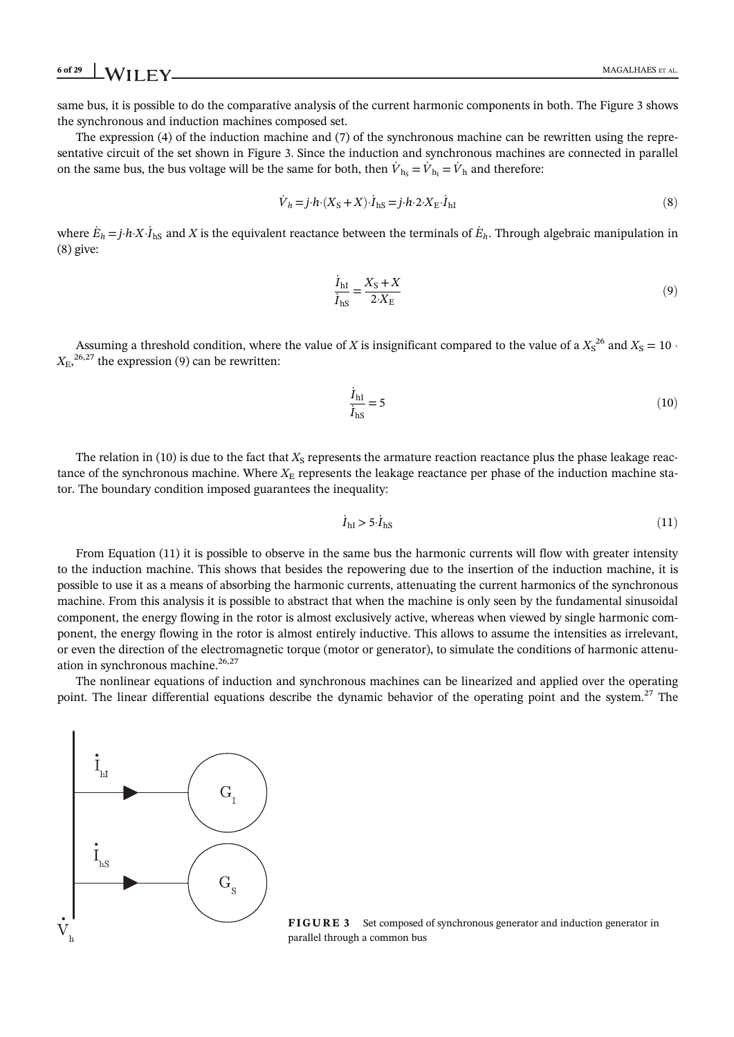same bus, it is possible to do the comparative analysis of the current harmonic components in both. The Figure 3 shows the synchronous and induction machines composed set.

The expression (4) of the induction machine and (7) of the synchronous machine can be rewritten using the representative circuit of the set shown in Figure 3. Since the induction and synchronous machines are connected in parallel on the same bus, the bus voltage will be the same for both, then $\dot{V}_{h_S} = \dot{V}_{h_I} = \dot{V}_h$ and therefore:

$$\dot{V}_h = j{\cdot}h{\cdot}(X_S + X){\cdot}\dot{I}_{hS} = j{\cdot}h{\cdot}2{\cdot}X_E{\cdot}\dot{I}_{hI} \tag{8}$$

where $\dot{E}_h = j{\cdot}h{\cdot}X{\cdot}\dot{I}_{hS}$ and $X$ is the equivalent reactance between the terminals of $\dot{E}_h$. Through algebraic manipulation in (8) give:

$$\frac{\dot{I}_{hI}}{\dot{I}_{hS}} = \frac{X_S + X}{2{\cdot}X_E} \tag{9}$$

Assuming a threshold condition, where the value of $X$ is insignificant compared to the value of a $X_S$[26] and $X_S = 10 \cdot X_E$,[26,27] the expression (9) can be rewritten:

$$\frac{\dot{I}_{hI}}{\dot{I}_{hS}} = 5 \tag{10}$$

The relation in (10) is due to the fact that $X_S$ represents the armature reaction reactance plus the phase leakage reactance of the synchronous machine. Where $X_E$ represents the leakage reactance per phase of the induction machine stator. The boundary condition imposed guarantees the inequality:

$$\dot{I}_{hI} > 5{\cdot}\dot{I}_{hS} \tag{11}$$

From Equation (11) it is possible to observe in the same bus the harmonic currents will flow with greater intensity to the induction machine. This shows that besides the repowering due to the insertion of the induction machine, it is possible to use it as a means of absorbing the harmonic currents, attenuating the current harmonics of the synchronous machine. From this analysis it is possible to abstract that when the machine is only seen by the fundamental sinusoidal component, the energy flowing in the rotor is almost exclusively active, whereas when viewed by single harmonic component, the energy flowing in the rotor is almost entirely inductive. This allows to assume the intensities as irrelevant, or even the direction of the electromagnetic torque (motor or generator), to simulate the conditions of harmonic attenuation in synchronous machine.[26,27]

The nonlinear equations of induction and synchronous machines can be linearized and applied over the operating point. The linear differential equations describe the dynamic behavior of the operating point and the system.[27] The

**FIGURE 3** Set composed of synchronous generator and induction generator in parallel through a common bus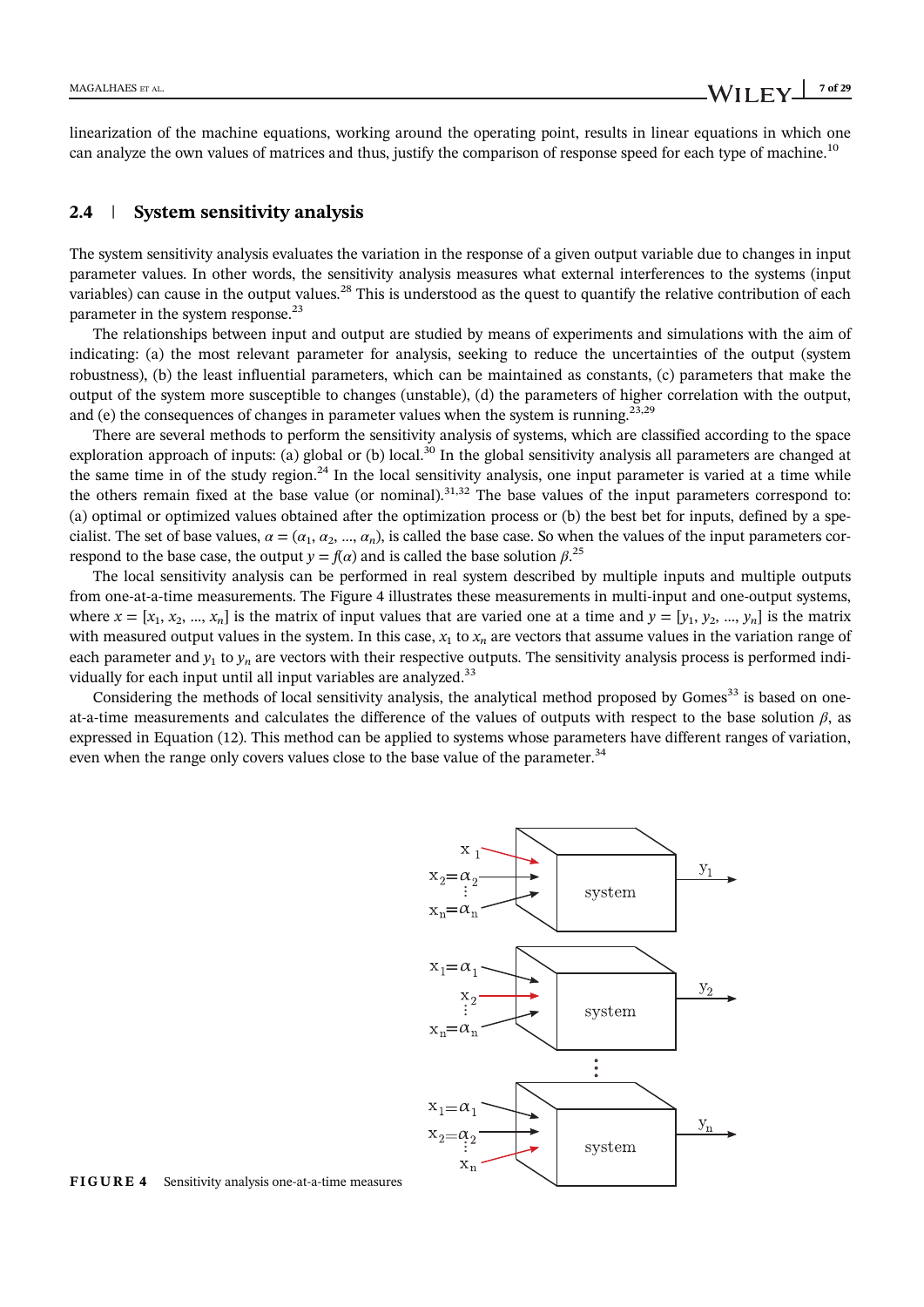linearization of the machine equations, working around the operating point, results in linear equations in which one can analyze the own values of matrices and thus, justify the comparison of response speed for each type of machine.[10]

## 2.4 | System sensitivity analysis

The system sensitivity analysis evaluates the variation in the response of a given output variable due to changes in input parameter values. In other words, the sensitivity analysis measures what external interferences to the systems (input variables) can cause in the output values.[28] This is understood as the quest to quantify the relative contribution of each parameter in the system response.[23]

The relationships between input and output are studied by means of experiments and simulations with the aim of indicating: (a) the most relevant parameter for analysis, seeking to reduce the uncertainties of the output (system robustness), (b) the least influential parameters, which can be maintained as constants, (c) parameters that make the output of the system more susceptible to changes (unstable), (d) the parameters of higher correlation with the output, and (e) the consequences of changes in parameter values when the system is running.[23,29]

There are several methods to perform the sensitivity analysis of systems, which are classified according to the space exploration approach of inputs: (a) global or (b) local.[30] In the global sensitivity analysis all parameters are changed at the same time in of the study region.[24] In the local sensitivity analysis, one input parameter is varied at a time while the others remain fixed at the base value (or nominal).[31,32] The base values of the input parameters correspond to: (a) optimal or optimized values obtained after the optimization process or (b) the best bet for inputs, defined by a specialist. The set of base values, $\alpha = (\alpha_1, \alpha_2, ..., \alpha_n)$, is called the base case. So when the values of the input parameters correspond to the base case, the output $y = f(\alpha)$ and is called the base solution $\beta$.[25]

The local sensitivity analysis can be performed in real system described by multiple inputs and multiple outputs from one-at-a-time measurements. The Figure 4 illustrates these measurements in multi-input and one-output systems, where $x = [x_1, x_2, ..., x_n]$ is the matrix of input values that are varied one at a time and $y = [y_1, y_2, ..., y_n]$ is the matrix with measured output values in the system. In this case, $x_1$ to $x_n$ are vectors that assume values in the variation range of each parameter and $y_1$ to $y_n$ are vectors with their respective outputs. The sensitivity analysis process is performed individually for each input until all input variables are analyzed.[33]

Considering the methods of local sensitivity analysis, the analytical method proposed by Gomes[33] is based on one-at-a-time measurements and calculates the difference of the values of outputs with respect to the base solution $\beta$, as expressed in Equation (12). This method can be applied to systems whose parameters have different ranges of variation, even when the range only covers values close to the base value of the parameter.[34]

**FIGURE 4** Sensitivity analysis one-at-a-time measures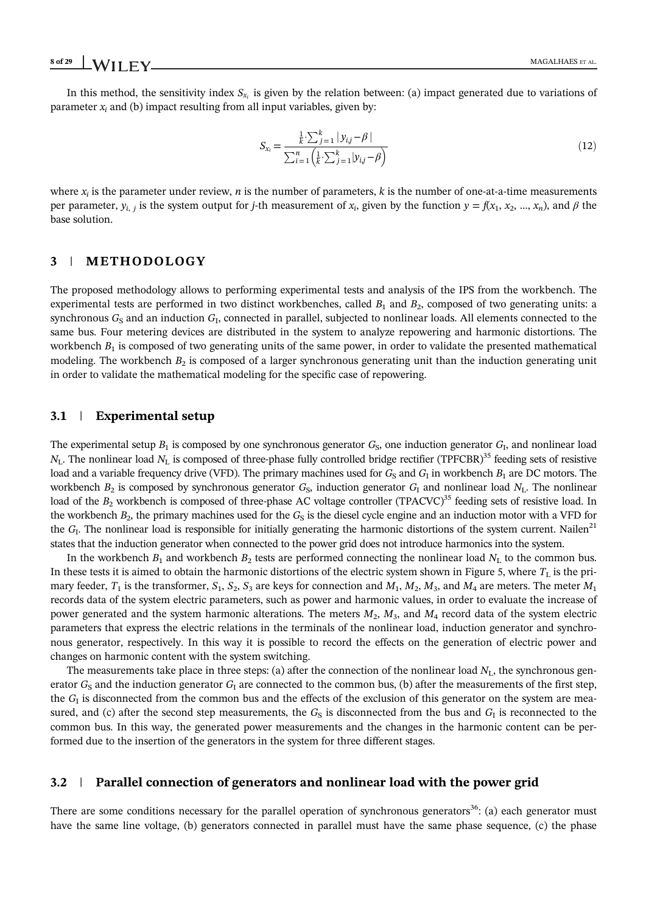In this method, the sensitivity index $S_{x_i}$ is given by the relation between: (a) impact generated due to variations of parameter $x_i$ and (b) impact resulting from all input variables, given by:

$$S_{x_i} = \frac{\frac{1}{k} \cdot \sum_{j=1}^{k} |y_{i,j} - \beta|}{\sum_{i=1}^{n} \left( \frac{1}{k} \cdot \sum_{j=1}^{k} |y_{i,j} - \beta \right)} \tag{12}$$

where $x_i$ is the parameter under review, $n$ is the number of parameters, $k$ is the number of one-at-a-time measurements per parameter, $y_{i,\,j}$ is the system output for $j$-th measurement of $x_i$, given by the function $y = f(x_1, x_2, \ldots, x_n)$, and $\beta$ the base solution.

## 3 | METHODOLOGY

The proposed methodology allows to performing experimental tests and analysis of the IPS from the workbench. The experimental tests are performed in two distinct workbenches, called $B_1$ and $B_2$, composed of two generating units: a synchronous $G_S$ and an induction $G_I$, connected in parallel, subjected to nonlinear loads. All elements connected to the same bus. Four metering devices are distributed in the system to analyze repowering and harmonic distortions. The workbench $B_1$ is composed of two generating units of the same power, in order to validate the presented mathematical modeling. The workbench $B_2$ is composed of a larger synchronous generating unit than the induction generating unit in order to validate the mathematical modeling for the specific case of repowering.

### 3.1 | Experimental setup

The experimental setup $B_1$ is composed by one synchronous generator $G_S$, one induction generator $G_I$, and nonlinear load $N_L$. The nonlinear load $N_L$ is composed of three-phase fully controlled bridge rectifier (TPFCBR)[35] feeding sets of resistive load and a variable frequency drive (VFD). The primary machines used for $G_S$ and $G_I$ in workbench $B_1$ are DC motors. The workbench $B_2$ is composed by synchronous generator $G_S$, induction generator $G_I$ and nonlinear load $N_L$. The nonlinear load of the $B_2$ workbench is composed of three-phase AC voltage controller (TPACVC)[35] feeding sets of resistive load. In the workbench $B_2$, the primary machines used for the $G_S$ is the diesel cycle engine and an induction motor with a VFD for the $G_I$. The nonlinear load is responsible for initially generating the harmonic distortions of the system current. Nailen[21] states that the induction generator when connected to the power grid does not introduce harmonics into the system.

In the workbench $B_1$ and workbench $B_2$ tests are performed connecting the nonlinear load $N_L$ to the common bus. In these tests it is aimed to obtain the harmonic distortions of the electric system shown in Figure 5, where $T_L$ is the primary feeder, $T_1$ is the transformer, $S_1$, $S_2$, $S_3$ are keys for connection and $M_1$, $M_2$, $M_3$, and $M_4$ are meters. The meter $M_1$ records data of the system electric parameters, such as power and harmonic values, in order to evaluate the increase of power generated and the system harmonic alterations. The meters $M_2$, $M_3$, and $M_4$ record data of the system electric parameters that express the electric relations in the terminals of the nonlinear load, induction generator and synchronous generator, respectively. In this way it is possible to record the effects on the generation of electric power and changes on harmonic content with the system switching.

The measurements take place in three steps: (a) after the connection of the nonlinear load $N_L$, the synchronous generator $G_S$ and the induction generator $G_I$ are connected to the common bus, (b) after the measurements of the first step, the $G_I$ is disconnected from the common bus and the effects of the exclusion of this generator on the system are measured, and (c) after the second step measurements, the $G_S$ is disconnected from the bus and $G_I$ is reconnected to the common bus. In this way, the generated power measurements and the changes in the harmonic content can be performed due to the insertion of the generators in the system for three different stages.

### 3.2 | Parallel connection of generators and nonlinear load with the power grid

There are some conditions necessary for the parallel operation of synchronous generators[36]: (a) each generator must have the same line voltage, (b) generators connected in parallel must have the same phase sequence, (c) the phase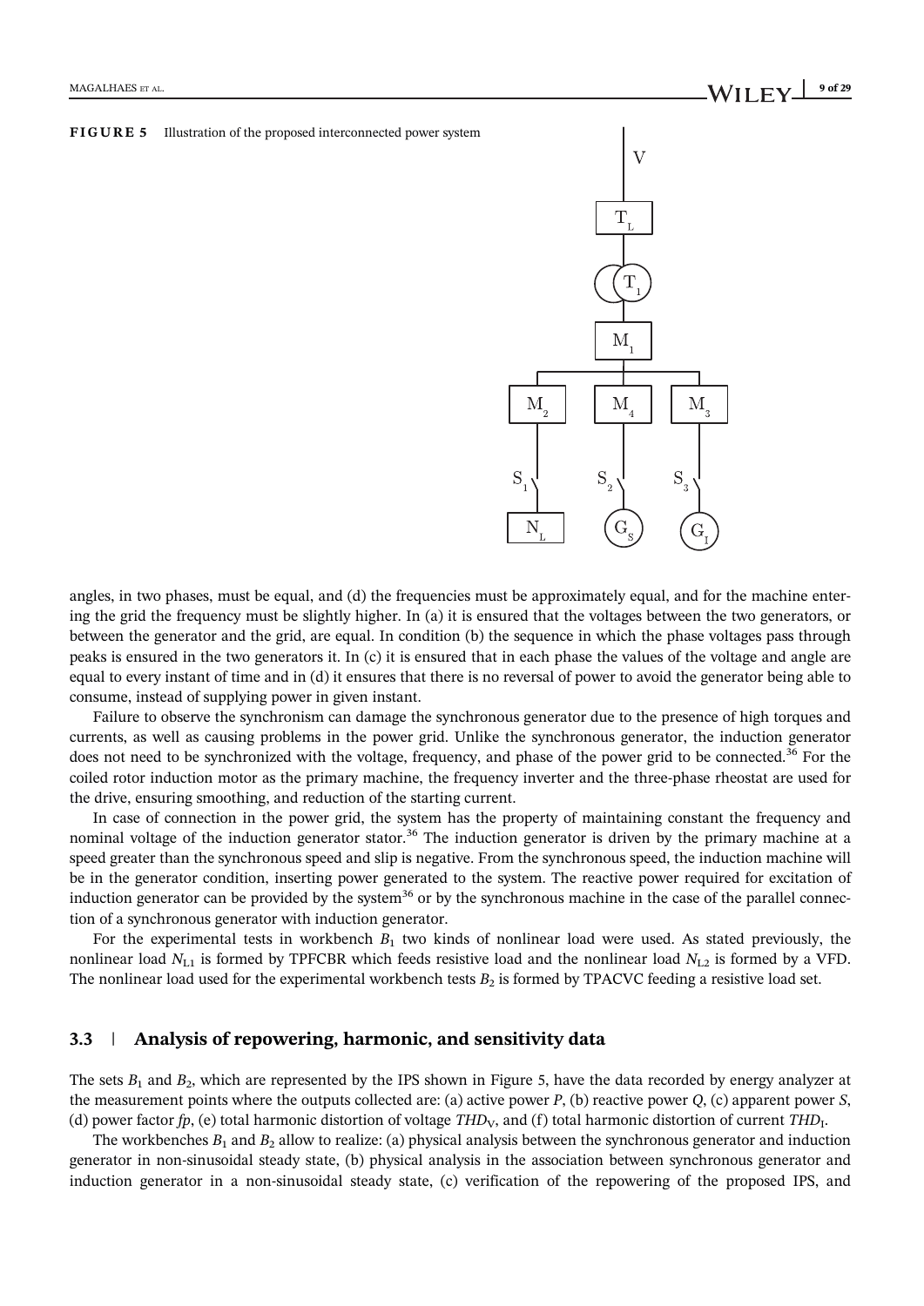**FIGURE 5** Illustration of the proposed interconnected power system

angles, in two phases, must be equal, and (d) the frequencies must be approximately equal, and for the machine entering the grid the frequency must be slightly higher. In (a) it is ensured that the voltages between the two generators, or between the generator and the grid, are equal. In condition (b) the sequence in which the phase voltages pass through peaks is ensured in the two generators it. In (c) it is ensured that in each phase the values of the voltage and angle are equal to every instant of time and in (d) it ensures that there is no reversal of power to avoid the generator being able to consume, instead of supplying power in given instant.

Failure to observe the synchronism can damage the synchronous generator due to the presence of high torques and currents, as well as causing problems in the power grid. Unlike the synchronous generator, the induction generator does not need to be synchronized with the voltage, frequency, and phase of the power grid to be connected.[36] For the coiled rotor induction motor as the primary machine, the frequency inverter and the three-phase rheostat are used for the drive, ensuring smoothing, and reduction of the starting current.

In case of connection in the power grid, the system has the property of maintaining constant the frequency and nominal voltage of the induction generator stator.[36] The induction generator is driven by the primary machine at a speed greater than the synchronous speed and slip is negative. From the synchronous speed, the induction machine will be in the generator condition, inserting power generated to the system. The reactive power required for excitation of induction generator can be provided by the system[36] or by the synchronous machine in the case of the parallel connection of a synchronous generator with induction generator.

For the experimental tests in workbench $B_1$ two kinds of nonlinear load were used. As stated previously, the nonlinear load $N_{L1}$ is formed by TPFCBR which feeds resistive load and the nonlinear load $N_{L2}$ is formed by a VFD. The nonlinear load used for the experimental workbench tests $B_2$ is formed by TPACVC feeding a resistive load set.

### 3.3 | Analysis of repowering, harmonic, and sensitivity data

The sets $B_1$ and $B_2$, which are represented by the IPS shown in Figure 5, have the data recorded by energy analyzer at the measurement points where the outputs collected are: (a) active power $P$, (b) reactive power $Q$, (c) apparent power $S$, (d) power factor $fp$, (e) total harmonic distortion of voltage $THD_V$, and (f) total harmonic distortion of current $THD_I$.

The workbenches $B_1$ and $B_2$ allow to realize: (a) physical analysis between the synchronous generator and induction generator in non-sinusoidal steady state, (b) physical analysis in the association between synchronous generator and induction generator in a non-sinusoidal steady state, (c) verification of the repowering of the proposed IPS, and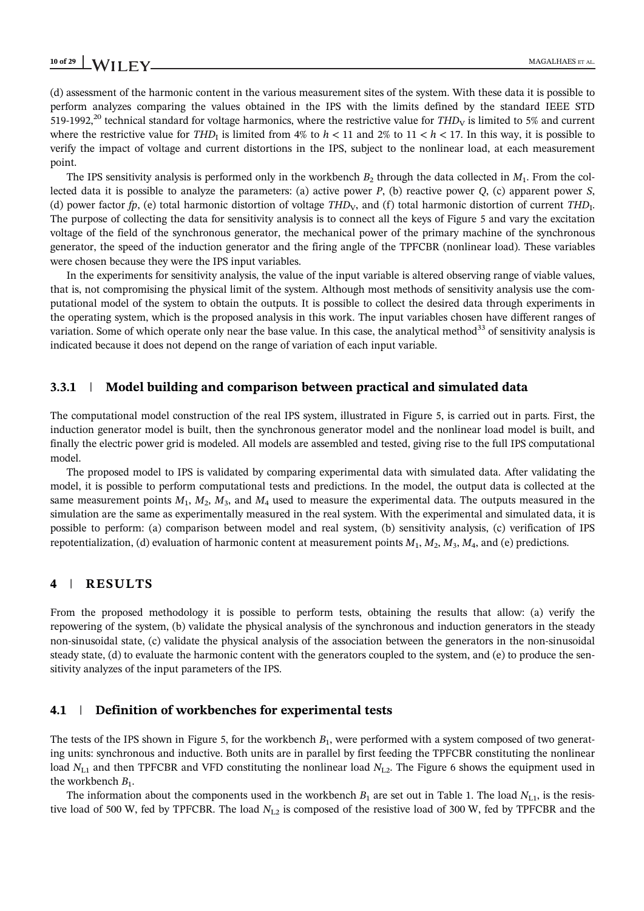(d) assessment of the harmonic content in the various measurement sites of the system. With these data it is possible to perform analyzes comparing the values obtained in the IPS with the limits defined by the standard IEEE STD 519-1992,[20] technical standard for voltage harmonics, where the restrictive value for $THD_V$ is limited to 5% and current where the restrictive value for $THD_I$ is limited from 4% to $h < 11$ and 2% to $11 < h < 17$. In this way, it is possible to verify the impact of voltage and current distortions in the IPS, subject to the nonlinear load, at each measurement point.

The IPS sensitivity analysis is performed only in the workbench $B_2$ through the data collected in $M_1$. From the collected data it is possible to analyze the parameters: (a) active power $P$, (b) reactive power $Q$, (c) apparent power $S$, (d) power factor $fp$, (e) total harmonic distortion of voltage $THD_V$, and (f) total harmonic distortion of current $THD_I$. The purpose of collecting the data for sensitivity analysis is to connect all the keys of Figure 5 and vary the excitation voltage of the field of the synchronous generator, the mechanical power of the primary machine of the synchronous generator, the speed of the induction generator and the firing angle of the TPFCBR (nonlinear load). These variables were chosen because they were the IPS input variables.

In the experiments for sensitivity analysis, the value of the input variable is altered observing range of viable values, that is, not compromising the physical limit of the system. Although most methods of sensitivity analysis use the computational model of the system to obtain the outputs. It is possible to collect the desired data through experiments in the operating system, which is the proposed analysis in this work. The input variables chosen have different ranges of variation. Some of which operate only near the base value. In this case, the analytical method[33] of sensitivity analysis is indicated because it does not depend on the range of variation of each input variable.

### 3.3.1 | Model building and comparison between practical and simulated data

The computational model construction of the real IPS system, illustrated in Figure 5, is carried out in parts. First, the induction generator model is built, then the synchronous generator model and the nonlinear load model is built, and finally the electric power grid is modeled. All models are assembled and tested, giving rise to the full IPS computational model.

The proposed model to IPS is validated by comparing experimental data with simulated data. After validating the model, it is possible to perform computational tests and predictions. In the model, the output data is collected at the same measurement points $M_1$, $M_2$, $M_3$, and $M_4$ used to measure the experimental data. The outputs measured in the simulation are the same as experimentally measured in the real system. With the experimental and simulated data, it is possible to perform: (a) comparison between model and real system, (b) sensitivity analysis, (c) verification of IPS repotentialization, (d) evaluation of harmonic content at measurement points $M_1$, $M_2$, $M_3$, $M_4$, and (e) predictions.

## 4 | RESULTS

From the proposed methodology it is possible to perform tests, obtaining the results that allow: (a) verify the repowering of the system, (b) validate the physical analysis of the synchronous and induction generators in the steady non-sinusoidal state, (c) validate the physical analysis of the association between the generators in the non-sinusoidal steady state, (d) to evaluate the harmonic content with the generators coupled to the system, and (e) to produce the sensitivity analyzes of the input parameters of the IPS.

### 4.1 | Definition of workbenches for experimental tests

The tests of the IPS shown in Figure 5, for the workbench $B_1$, were performed with a system composed of two generating units: synchronous and inductive. Both units are in parallel by first feeding the TPFCBR constituting the nonlinear load $N_{L1}$ and then TPFCBR and VFD constituting the nonlinear load $N_{L2}$. The Figure 6 shows the equipment used in the workbench $B_1$.

The information about the components used in the workbench $B_1$ are set out in Table 1. The load $N_{L1}$, is the resistive load of 500 W, fed by TPFCBR. The load $N_{L2}$ is composed of the resistive load of 300 W, fed by TPFCBR and the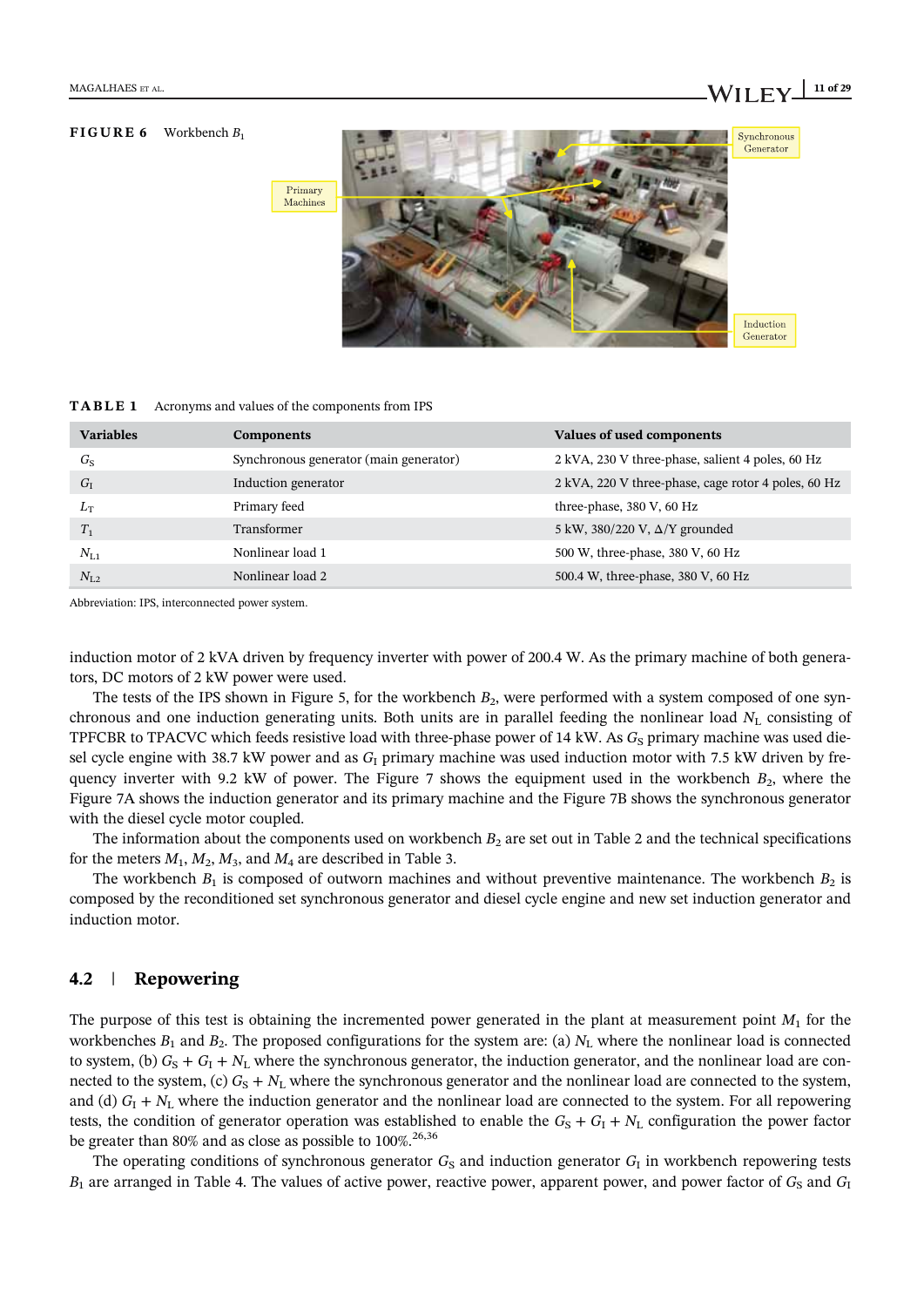FIGURE 6 Workbench $B_1$

TABLE 1 Acronyms and values of the components from IPS

| Variables | Components | Values of used components |
|---|---|---|
| $G_S$ | Synchronous generator (main generator) | 2 kVA, 230 V three-phase, salient 4 poles, 60 Hz |
| $G_I$ | Induction generator | 2 kVA, 220 V three-phase, cage rotor 4 poles, 60 Hz |
| $L_T$ | Primary feed | three-phase, 380 V, 60 Hz |
| $T_1$ | Transformer | 5 kW, 380/220 V, Δ/Y grounded |
| $N_{L1}$ | Nonlinear load 1 | 500 W, three-phase, 380 V, 60 Hz |
| $N_{L2}$ | Nonlinear load 2 | 500.4 W, three-phase, 380 V, 60 Hz |

Abbreviation: IPS, interconnected power system.

induction motor of 2 kVA driven by frequency inverter with power of 200.4 W. As the primary machine of both generators, DC motors of 2 kW power were used.

The tests of the IPS shown in Figure 5, for the workbench $B_2$, were performed with a system composed of one synchronous and one induction generating units. Both units are in parallel feeding the nonlinear load $N_L$ consisting of TPFCBR to TPACVC which feeds resistive load with three-phase power of 14 kW. As $G_S$ primary machine was used diesel cycle engine with 38.7 kW power and as $G_I$ primary machine was used induction motor with 7.5 kW driven by frequency inverter with 9.2 kW of power. The Figure 7 shows the equipment used in the workbench $B_2$, where the Figure 7A shows the induction generator and its primary machine and the Figure 7B shows the synchronous generator with the diesel cycle motor coupled.

The information about the components used on workbench $B_2$ are set out in Table 2 and the technical specifications for the meters $M_1$, $M_2$, $M_3$, and $M_4$ are described in Table 3.

The workbench $B_1$ is composed of outworn machines and without preventive maintenance. The workbench $B_2$ is composed by the reconditioned set synchronous generator and diesel cycle engine and new set induction generator and induction motor.

## 4.2 | Repowering

The purpose of this test is obtaining the incremented power generated in the plant at measurement point $M_1$ for the workbenches $B_1$ and $B_2$. The proposed configurations for the system are: (a) $N_L$ where the nonlinear load is connected to system, (b) $G_S + G_I + N_L$ where the synchronous generator, the induction generator, and the nonlinear load are connected to the system, (c) $G_S + N_L$ where the synchronous generator and the nonlinear load are connected to the system, and (d) $G_I + N_L$ where the induction generator and the nonlinear load are connected to the system. For all repowering tests, the condition of generator operation was established to enable the $G_S + G_I + N_L$ configuration the power factor be greater than 80% and as close as possible to 100%.[26,36]

The operating conditions of synchronous generator $G_S$ and induction generator $G_I$ in workbench repowering tests $B_1$ are arranged in Table 4. The values of active power, reactive power, apparent power, and power factor of $G_S$ and $G_I$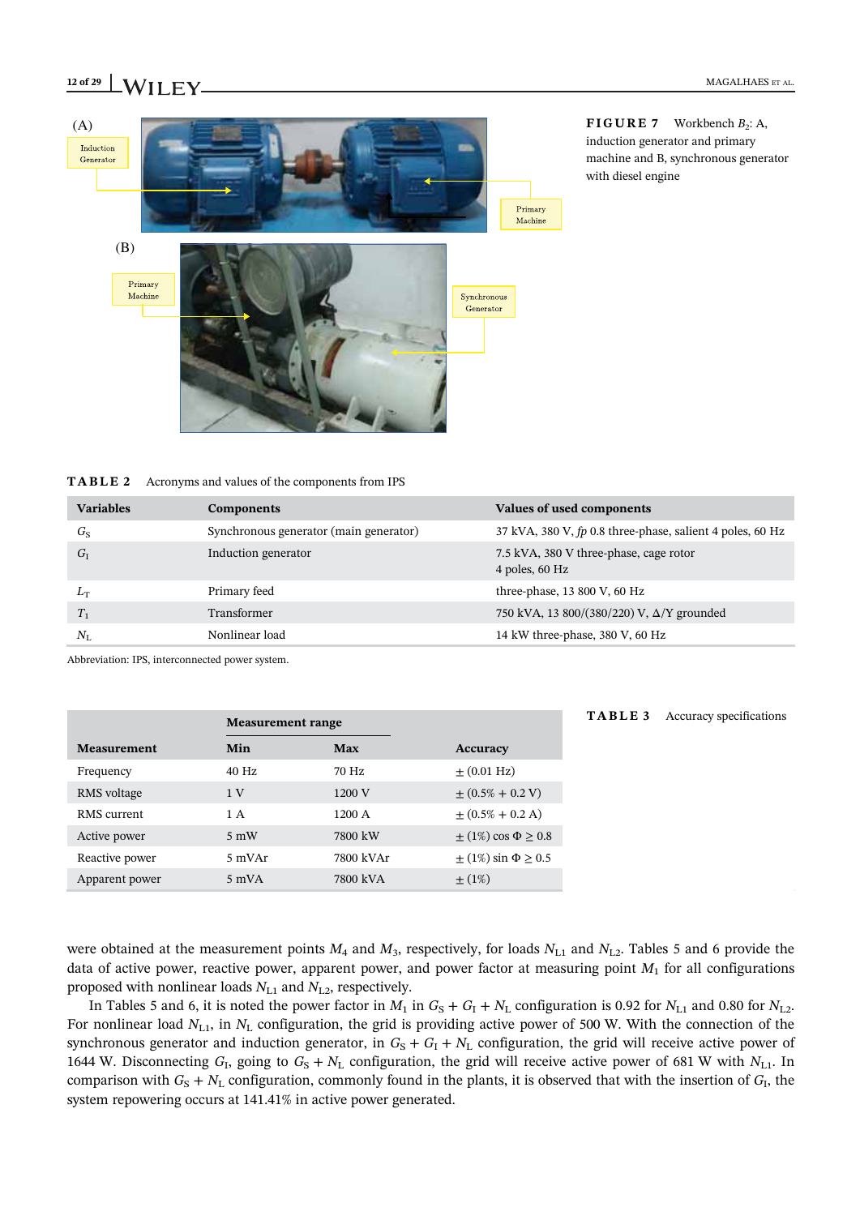**FIGURE 7** Workbench $B_2$: A, induction generator and primary machine and B, synchronous generator with diesel engine

**TABLE 2** Acronyms and values of the components from IPS

| Variables | Components | Values of used components |
|---|---|---|
| $G_S$ | Synchronous generator (main generator) | 37 kVA, 380 V, *fp* 0.8 three-phase, salient 4 poles, 60 Hz |
| $G_I$ | Induction generator | 7.5 kVA, 380 V three-phase, cage rotor 4 poles, 60 Hz |
| $L_T$ | Primary feed | three-phase, 13 800 V, 60 Hz |
| $T_1$ | Transformer | 750 kVA, 13 800/(380/220) V, Δ/Y grounded |
| $N_L$ | Nonlinear load | 14 kW three-phase, 380 V, 60 Hz |

Abbreviation: IPS, interconnected power system.

**TABLE 3** Accuracy specifications

| Measurement | Measurement range Min | Max | Accuracy |
|---|---|---|---|
| Frequency | 40 Hz | 70 Hz | ± (0.01 Hz) |
| RMS voltage | 1 V | 1200 V | ± (0.5% + 0.2 V) |
| RMS current | 1 A | 1200 A | ± (0.5% + 0.2 A) |
| Active power | 5 mW | 7800 kW | ± (1%) cos Φ ≥ 0.8 |
| Reactive power | 5 mVAr | 7800 kVAr | ± (1%) sin Φ ≥ 0.5 |
| Apparent power | 5 mVA | 7800 kVA | ± (1%) |

were obtained at the measurement points $M_4$ and $M_3$, respectively, for loads $N_{L1}$ and $N_{L2}$. Tables 5 and 6 provide the data of active power, reactive power, apparent power, and power factor at measuring point $M_1$ for all configurations proposed with nonlinear loads $N_{L1}$ and $N_{L2}$, respectively.

In Tables 5 and 6, it is noted the power factor in $M_1$ in $G_S + G_I + N_L$ configuration is 0.92 for $N_{L1}$ and 0.80 for $N_{L2}$. For nonlinear load $N_{L1}$, in $N_L$ configuration, the grid is providing active power of 500 W. With the connection of the synchronous generator and induction generator, in $G_S + G_I + N_L$ configuration, the grid will receive active power of 1644 W. Disconnecting $G_I$, going to $G_S + N_L$ configuration, the grid will receive active power of 681 W with $N_{L1}$. In comparison with $G_S + N_L$ configuration, commonly found in the plants, it is observed that with the insertion of $G_I$, the system repowering occurs at 141.41% in active power generated.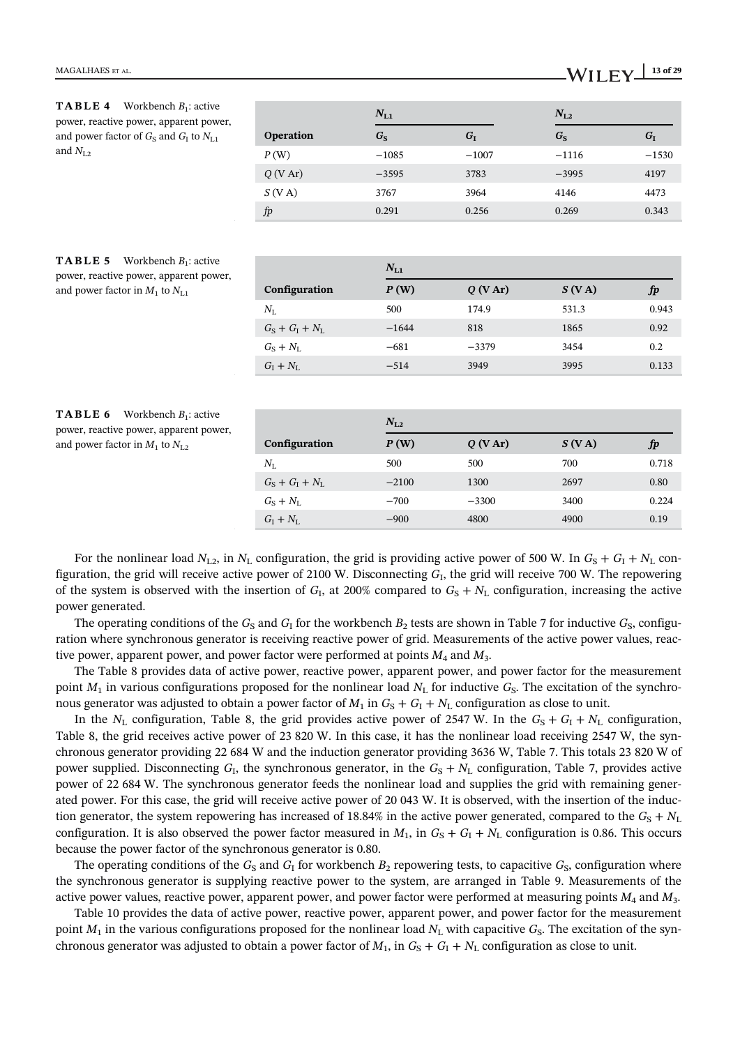**TABLE 4** Workbench $B_1$: active power, reactive power, apparent power, and power factor of $G_S$ and $G_I$ to $N_{L1}$ and $N_{L2}$

| | $N_{L1}$ | | $N_{L2}$ | |
|---|---|---|---|---|
| **Operation** | $G_S$ | $G_I$ | $G_S$ | $G_I$ |
| $P$ (W) | −1085 | −1007 | −1116 | −1530 |
| $Q$ (V Ar) | −3595 | 3783 | −3995 | 4197 |
| $S$ (V A) | 3767 | 3964 | 4146 | 4473 |
| $fp$ | 0.291 | 0.256 | 0.269 | 0.343 |

**TABLE 5** Workbench $B_1$: active power, reactive power, apparent power, and power factor in $M_1$ to $N_{L1}$

| | $N_{L1}$ | | | |
|---|---|---|---|---|
| **Configuration** | $P$ **(W)** | $Q$ **(V Ar)** | $S$ **(V A)** | $fp$ |
| $N_L$ | 500 | 174.9 | 531.3 | 0.943 |
| $G_S + G_I + N_L$ | −1644 | 818 | 1865 | 0.92 |
| $G_S + N_L$ | −681 | −3379 | 3454 | 0.2 |
| $G_I + N_L$ | −514 | 3949 | 3995 | 0.133 |

**TABLE 6** Workbench $B_1$: active power, reactive power, apparent power, and power factor in $M_1$ to $N_{L2}$

| | $N_{L2}$ | | | |
|---|---|---|---|---|
| **Configuration** | $P$ **(W)** | $Q$ **(V Ar)** | $S$ **(V A)** | $fp$ |
| $N_L$ | 500 | 500 | 700 | 0.718 |
| $G_S + G_I + N_L$ | −2100 | 1300 | 2697 | 0.80 |
| $G_S + N_L$ | −700 | −3300 | 3400 | 0.224 |
| $G_I + N_L$ | −900 | 4800 | 4900 | 0.19 |

For the nonlinear load $N_{L2}$, in $N_L$ configuration, the grid is providing active power of 500 W. In $G_S + G_I + N_L$ configuration, the grid will receive active power of 2100 W. Disconnecting $G_I$, the grid will receive 700 W. The repowering of the system is observed with the insertion of $G_I$, at 200% compared to $G_S + N_L$ configuration, increasing the active power generated.

The operating conditions of the $G_S$ and $G_I$ for the workbench $B_2$ tests are shown in Table 7 for inductive $G_S$, configuration where synchronous generator is receiving reactive power of grid. Measurements of the active power values, reactive power, apparent power, and power factor were performed at points $M_4$ and $M_3$.

The Table 8 provides data of active power, reactive power, apparent power, and power factor for the measurement point $M_1$ in various configurations proposed for the nonlinear load $N_L$ for inductive $G_S$. The excitation of the synchronous generator was adjusted to obtain a power factor of $M_1$ in $G_S + G_I + N_L$ configuration as close to unit.

In the $N_L$ configuration, Table 8, the grid provides active power of 2547 W. In the $G_S + G_I + N_L$ configuration, Table 8, the grid receives active power of 23 820 W. In this case, it has the nonlinear load receiving 2547 W, the synchronous generator providing 22 684 W and the induction generator providing 3636 W, Table 7. This totals 23 820 W of power supplied. Disconnecting $G_I$, the synchronous generator, in the $G_S + N_L$ configuration, Table 7, provides active power of 22 684 W. The synchronous generator feeds the nonlinear load and supplies the grid with remaining generated power. For this case, the grid will receive active power of 20 043 W. It is observed, with the insertion of the induction generator, the system repowering has increased of 18.84% in the active power generated, compared to the $G_S + N_L$ configuration. It is also observed the power factor measured in $M_1$, in $G_S + G_I + N_L$ configuration is 0.86. This occurs because the power factor of the synchronous generator is 0.80.

The operating conditions of the $G_S$ and $G_I$ for workbench $B_2$ repowering tests, to capacitive $G_S$, configuration where the synchronous generator is supplying reactive power to the system, are arranged in Table 9. Measurements of the active power values, reactive power, apparent power, and power factor were performed at measuring points $M_4$ and $M_3$.

Table 10 provides the data of active power, reactive power, apparent power, and power factor for the measurement point $M_1$ in the various configurations proposed for the nonlinear load $N_L$ with capacitive $G_S$. The excitation of the synchronous generator was adjusted to obtain a power factor of $M_1$, in $G_S + G_I + N_L$ configuration as close to unit.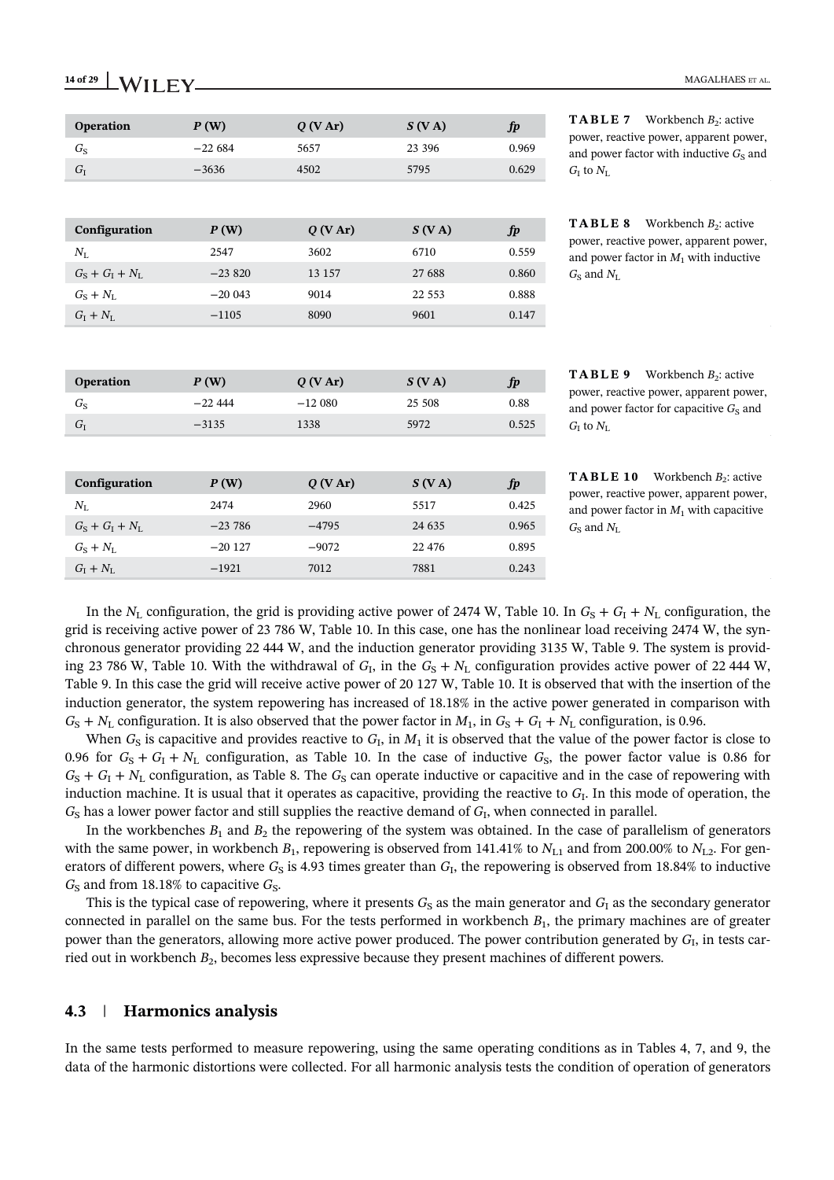| Operation | $P$ (W) | $Q$ (V Ar) | $S$ (V A) | $fp$ |
|---|---|---|---|---|
| $G_S$ | −22 684 | 5657 | 23 396 | 0.969 |
| $G_I$ | −3636 | 4502 | 5795 | 0.629 |

**TABLE 7** Workbench $B_2$: active power, reactive power, apparent power, and power factor with inductive $G_S$ and $G_I$ to $N_L$

| Configuration | $P$ (W) | $Q$ (V Ar) | $S$ (V A) | $fp$ |
|---|---|---|---|---|
| $N_L$ | 2547 | 3602 | 6710 | 0.559 |
| $G_S + G_I + N_L$ | −23 820 | 13 157 | 27 688 | 0.860 |
| $G_S + N_L$ | −20 043 | 9014 | 22 553 | 0.888 |
| $G_I + N_L$ | −1105 | 8090 | 9601 | 0.147 |

**TABLE 8** Workbench $B_2$: active power, reactive power, apparent power, and power factor in $M_1$ with inductive $G_S$ and $N_L$

| Operation | $P$ (W) | $Q$ (V Ar) | $S$ (V A) | $fp$ |
|---|---|---|---|---|
| $G_S$ | −22 444 | −12 080 | 25 508 | 0.88 |
| $G_I$ | −3135 | 1338 | 5972 | 0.525 |

**TABLE 9** Workbench $B_2$: active power, reactive power, apparent power, and power factor for capacitive $G_S$ and $G_I$ to $N_L$

| Configuration | $P$ (W) | $Q$ (V Ar) | $S$ (V A) | $fp$ |
|---|---|---|---|---|
| $N_L$ | 2474 | 2960 | 5517 | 0.425 |
| $G_S + G_I + N_L$ | −23 786 | −4795 | 24 635 | 0.965 |
| $G_S + N_L$ | −20 127 | −9072 | 22 476 | 0.895 |
| $G_I + N_L$ | −1921 | 7012 | 7881 | 0.243 |

**TABLE 10** Workbench $B_2$: active power, reactive power, apparent power, and power factor in $M_1$ with capacitive $G_S$ and $N_L$

In the $N_L$ configuration, the grid is providing active power of 2474 W, Table 10. In $G_S + G_I + N_L$ configuration, the grid is receiving active power of 23 786 W, Table 10. In this case, one has the nonlinear load receiving 2474 W, the synchronous generator providing 22 444 W, and the induction generator providing 3135 W, Table 9. The system is providing 23 786 W, Table 10. With the withdrawal of $G_I$, in the $G_S + N_L$ configuration provides active power of 22 444 W, Table 9. In this case the grid will receive active power of 20 127 W, Table 10. It is observed that with the insertion of the induction generator, the system repowering has increased of 18.18% in the active power generated in comparison with $G_S + N_L$ configuration. It is also observed that the power factor in $M_1$, in $G_S + G_I + N_L$ configuration, is 0.96.

When $G_S$ is capacitive and provides reactive to $G_I$, in $M_1$ it is observed that the value of the power factor is close to 0.96 for $G_S + G_I + N_L$ configuration, as Table 10. In the case of inductive $G_S$, the power factor value is 0.86 for $G_S + G_I + N_L$ configuration, as Table 8. The $G_S$ can operate inductive or capacitive and in the case of repowering with induction machine. It is usual that it operates as capacitive, providing the reactive to $G_I$. In this mode of operation, the $G_S$ has a lower power factor and still supplies the reactive demand of $G_I$, when connected in parallel.

In the workbenches $B_1$ and $B_2$ the repowering of the system was obtained. In the case of parallelism of generators with the same power, in workbench $B_1$, repowering is observed from 141.41% to $N_{L1}$ and from 200.00% to $N_{L2}$. For generators of different powers, where $G_S$ is 4.93 times greater than $G_I$, the repowering is observed from 18.84% to inductive $G_S$ and from 18.18% to capacitive $G_S$.

This is the typical case of repowering, where it presents $G_S$ as the main generator and $G_I$ as the secondary generator connected in parallel on the same bus. For the tests performed in workbench $B_1$, the primary machines are of greater power than the generators, allowing more active power produced. The power contribution generated by $G_I$, in tests carried out in workbench $B_2$, becomes less expressive because they present machines of different powers.

### 4.3 | Harmonics analysis

In the same tests performed to measure repowering, using the same operating conditions as in Tables 4, 7, and 9, the data of the harmonic distortions were collected. For all harmonic analysis tests the condition of operation of generators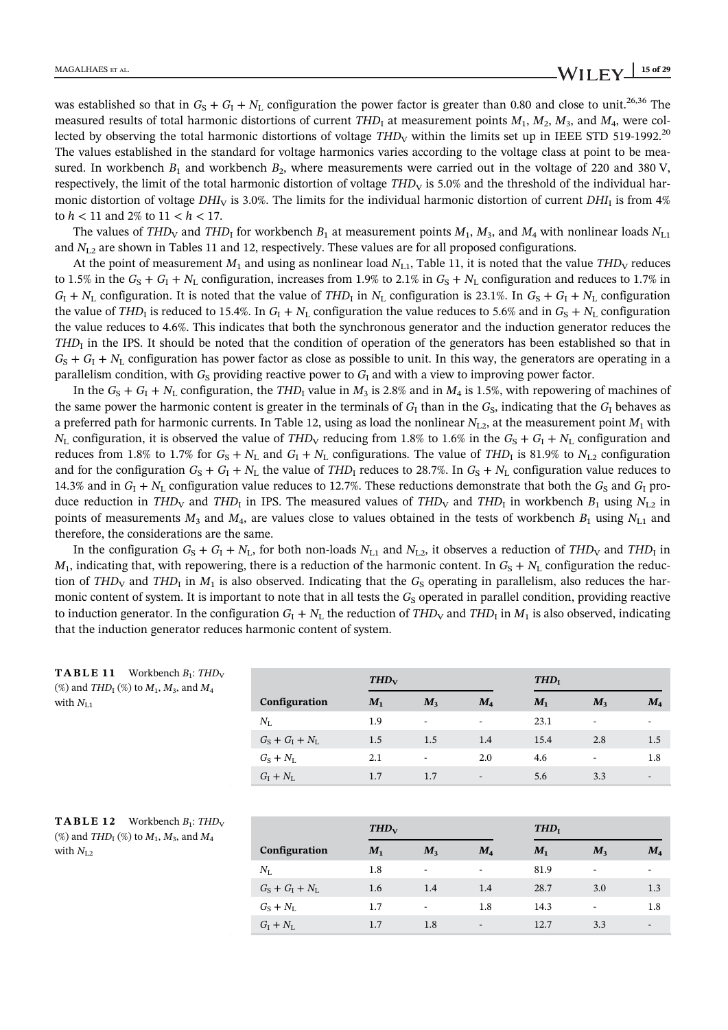was established so that in $G_S + G_I + N_L$ configuration the power factor is greater than 0.80 and close to unit.[26,36] The measured results of total harmonic distortions of current $THD_I$ at measurement points $M_1$, $M_2$, $M_3$, and $M_4$, were collected by observing the total harmonic distortions of voltage $THD_V$ within the limits set up in IEEE STD 519-1992.[20] The values established in the standard for voltage harmonics varies according to the voltage class at point to be measured. In workbench $B_1$ and workbench $B_2$, where measurements were carried out in the voltage of 220 and 380 V, respectively, the limit of the total harmonic distortion of voltage $THD_V$ is 5.0% and the threshold of the individual harmonic distortion of voltage $DHI_V$ is 3.0%. The limits for the individual harmonic distortion of current $DHI_I$ is from 4% to $h < 11$ and 2% to $11 < h < 17$.

The values of $THD_V$ and $THD_I$ for workbench $B_1$ at measurement points $M_1$, $M_3$, and $M_4$ with nonlinear loads $N_{L1}$ and $N_{L2}$ are shown in Tables 11 and 12, respectively. These values are for all proposed configurations.

At the point of measurement $M_1$ and using as nonlinear load $N_{L1}$, Table 11, it is noted that the value $THD_V$ reduces to 1.5% in the $G_S + G_I + N_L$ configuration, increases from 1.9% to 2.1% in $G_S + N_L$ configuration and reduces to 1.7% in $G_I + N_L$ configuration. It is noted that the value of $THD_I$ in $N_L$ configuration is 23.1%. In $G_S + G_I + N_L$ configuration the value of $THD_I$ is reduced to 15.4%. In $G_I + N_L$ configuration the value reduces to 5.6% and in $G_S + N_L$ configuration the value reduces to 4.6%. This indicates that both the synchronous generator and the induction generator reduces the $THD_I$ in the IPS. It should be noted that the condition of operation of the generators has been established so that in $G_S + G_I + N_L$ configuration has power factor as close as possible to unit. In this way, the generators are operating in a parallelism condition, with $G_S$ providing reactive power to $G_I$ and with a view to improving power factor.

In the $G_S + G_I + N_L$ configuration, the $THD_I$ value in $M_3$ is 2.8% and in $M_4$ is 1.5%, with repowering of machines of the same power the harmonic content is greater in the terminals of $G_I$ than in the $G_S$, indicating that the $G_I$ behaves as a preferred path for harmonic currents. In Table 12, using as load the nonlinear $N_{L2}$, at the measurement point $M_1$ with $N_L$ configuration, it is observed the value of $THD_V$ reducing from 1.8% to 1.6% in the $G_S + G_I + N_L$ configuration and reduces from 1.8% to 1.7% for $G_S + N_L$ and $G_I + N_L$ configurations. The value of $THD_I$ is 81.9% to $N_{L2}$ configuration and for the configuration $G_S + G_I + N_L$ the value of $THD_I$ reduces to 28.7%. In $G_S + N_L$ configuration value reduces to 14.3% and in $G_I + N_L$ configuration value reduces to 12.7%. These reductions demonstrate that both the $G_S$ and $G_I$ produce reduction in $THD_V$ and $THD_I$ in IPS. The measured values of $THD_V$ and $THD_I$ in workbench $B_1$ using $N_{L2}$ in points of measurements $M_3$ and $M_4$, are values close to values obtained in the tests of workbench $B_1$ using $N_{L1}$ and therefore, the considerations are the same.

In the configuration $G_S + G_I + N_L$, for both non-loads $N_{L1}$ and $N_{L2}$, it observes a reduction of $THD_V$ and $THD_I$ in $M_1$, indicating that, with repowering, there is a reduction of the harmonic content. In $G_S + N_L$ configuration the reduction of $THD_V$ and $THD_I$ in $M_1$ is also observed. Indicating that the $G_S$ operating in parallelism, also reduces the harmonic content of system. It is important to note that in all tests the $G_S$ operated in parallel condition, providing reactive to induction generator. In the configuration $G_I + N_L$ the reduction of $THD_V$ and $THD_I$ in $M_1$ is also observed, indicating that the induction generator reduces harmonic content of system.

**TABLE 11** Workbench $B_1$: $THD_V$ (%) and $THD_I$ (%) to $M_1$, $M_3$, and $M_4$ with $N_{L1}$

| | $THD_V$ | | | $THD_I$ | | |
|---|---|---|---|---|---|---|
| **Configuration** | $M_1$ | $M_3$ | $M_4$ | $M_1$ | $M_3$ | $M_4$ |
| $N_L$ | 1.9 | - | - | 23.1 | - | - |
| $G_S + G_I + N_L$ | 1.5 | 1.5 | 1.4 | 15.4 | 2.8 | 1.5 |
| $G_S + N_L$ | 2.1 | - | 2.0 | 4.6 | - | 1.8 |
| $G_I + N_L$ | 1.7 | 1.7 | - | 5.6 | 3.3 | - |

**TABLE 12** Workbench $B_1$: $THD_V$ (%) and $THD_I$ (%) to $M_1$, $M_3$, and $M_4$ with $N_{L2}$

| | $THD_V$ | | | $THD_I$ | | |
|---|---|---|---|---|---|---|
| **Configuration** | $M_1$ | $M_3$ | $M_4$ | $M_1$ | $M_3$ | $M_4$ |
| $N_L$ | 1.8 | - | - | 81.9 | - | - |
| $G_S + G_I + N_L$ | 1.6 | 1.4 | 1.4 | 28.7 | 3.0 | 1.3 |
| $G_S + N_L$ | 1.7 | - | 1.8 | 14.3 | - | 1.8 |
| $G_I + N_L$ | 1.7 | 1.8 | - | 12.7 | 3.3 | - |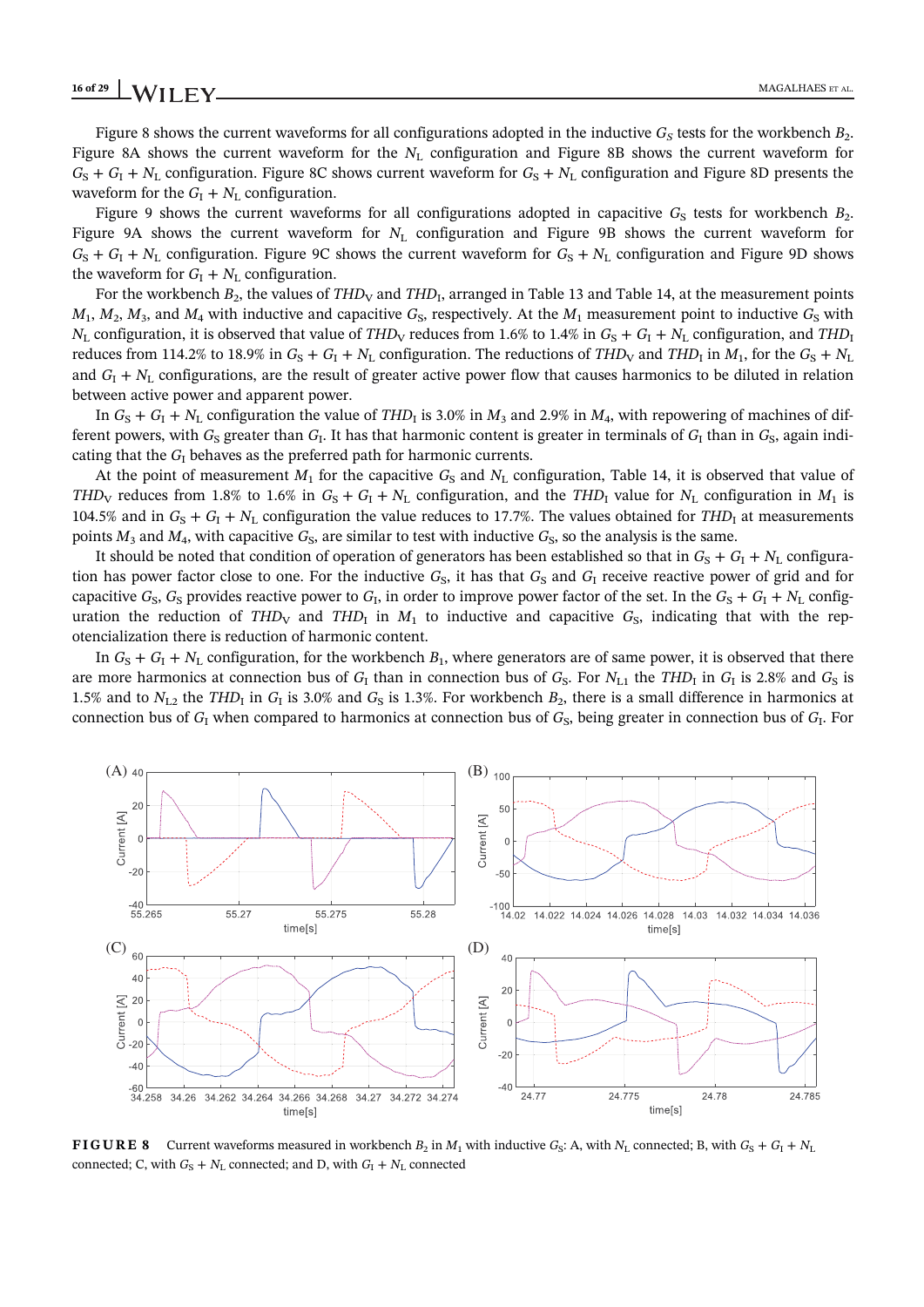Figure 8 shows the current waveforms for all configurations adopted in the inductive $G_S$ tests for the workbench $B_2$. Figure 8A shows the current waveform for the $N_L$ configuration and Figure 8B shows the current waveform for $G_S + G_I + N_L$ configuration. Figure 8C shows current waveform for $G_S + N_L$ configuration and Figure 8D presents the waveform for the $G_I + N_L$ configuration.

Figure 9 shows the current waveforms for all configurations adopted in capacitive $G_S$ tests for workbench $B_2$. Figure 9A shows the current waveform for $N_L$ configuration and Figure 9B shows the current waveform for $G_S + G_I + N_L$ configuration. Figure 9C shows the current waveform for $G_S + N_L$ configuration and Figure 9D shows the waveform for the $G_I + N_L$ configuration.

For the workbench $B_2$, the values of $THD_V$ and $THD_I$, arranged in Table 13 and Table 14, at the measurement points $M_1$, $M_2$, $M_3$, and $M_4$ with inductive and capacitive $G_S$, respectively. At the $M_1$ measurement point to inductive $G_S$ with $N_L$ configuration, it is observed that value of $THD_V$ reduces from 1.6% to 1.4% in $G_S + G_I + N_L$ configuration, and $THD_I$ reduces from 114.2% to 18.9% in $G_S + G_I + N_L$ configuration. The reductions of $THD_V$ and $THD_I$ in $M_1$, for the $G_S + N_L$ and $G_I + N_L$ configurations, are the result of greater active power flow that causes harmonics to be diluted in relation between active power and apparent power.

In $G_S + G_I + N_L$ configuration the value of $THD_I$ is 3.0% in $M_3$ and 2.9% in $M_4$, with repowering of machines of different powers, with $G_S$ greater than $G_I$. It has that harmonic content is greater in terminals of $G_I$ than in $G_S$, again indicating that the $G_I$ behaves as the preferred path for harmonic currents.

At the point of measurement $M_1$ for the capacitive $G_S$ and $N_L$ configuration, Table 14, it is observed that value of $THD_V$ reduces from 1.8% to 1.6% in $G_S + G_I + N_L$ configuration, and the $THD_I$ value for $N_L$ configuration in $M_1$ is 104.5% and in $G_S + G_I + N_L$ configuration the value reduces to 17.7%. The values obtained for $THD_I$ at measurements points $M_3$ and $M_4$, with capacitive $G_S$, are similar to test with inductive $G_S$, so the analysis is the same.

It should be noted that condition of operation of generators has been established so that in $G_S + G_I + N_L$ configuration has power factor close to one. For the inductive $G_S$, it has that $G_S$ and $G_I$ receive reactive power of grid and for capacitive $G_S$, $G_S$ provides reactive power to $G_I$, in order to improve power factor of the set. In the $G_S + G_I + N_L$ configuration the reduction of $THD_V$ and $THD_I$ in $M_1$ to inductive and capacitive $G_S$, indicating that with the repotencialization there is reduction of harmonic content.

In $G_S + G_I + N_L$ configuration, for the workbench $B_1$, where generators are of same power, it is observed that there are more harmonics at connection bus of $G_I$ than in connection bus of $G_S$. For $N_{L1}$ the $THD_I$ in $G_I$ is 2.8% and $G_S$ is 1.5% and to $N_{L2}$ the $THD_I$ in $G_I$ is 3.0% and $G_S$ is 1.3%. For workbench $B_2$, there is a small difference in harmonics at connection bus of $G_I$ when compared to harmonics at connection bus of $G_S$, being greater in connection bus of $G_I$. For

**FIGURE 8** Current waveforms measured in workbench $B_2$ in $M_1$ with inductive $G_S$: A, with $N_L$ connected; B, with $G_S + G_I + N_L$ connected; C, with $G_S + N_L$ connected; and D, with $G_I + N_L$ connected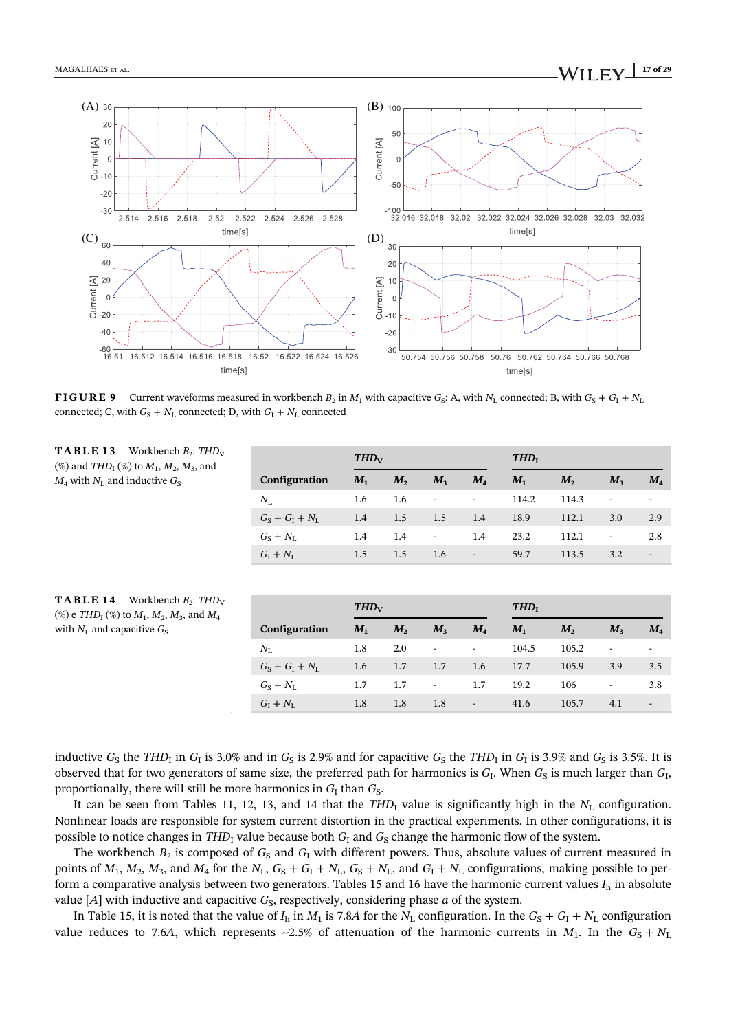**FIGURE 9** Current waveforms measured in workbench $B_2$ in $M_1$ with capacitive $G_S$: A, with $N_L$ connected; B, with $G_S + G_I + N_L$ connected; C, with $G_S + N_L$ connected; D, with $G_I + N_L$ connected

**TABLE 13** Workbench $B_2$: $THD_V$ (%) and $THD_I$ (%) to $M_1$, $M_2$, $M_3$, and $M_4$ with $N_L$ and inductive $G_S$

| | $THD_V$ | | | | $THD_I$ | | | |
|---|---|---|---|---|---|---|---|---|
| **Configuration** | $M_1$ | $M_2$ | $M_3$ | $M_4$ | $M_1$ | $M_2$ | $M_3$ | $M_4$ |
| $N_L$ | 1.6 | 1.6 | - | - | 114.2 | 114.3 | - | - |
| $G_S + G_I + N_L$ | 1.4 | 1.5 | 1.5 | 1.4 | 18.9 | 112.1 | 3.0 | 2.9 |
| $G_S + N_L$ | 1.4 | 1.4 | - | 1.4 | 23.2 | 112.1 | - | 2.8 |
| $G_I + N_L$ | 1.5 | 1.5 | 1.6 | - | 59.7 | 113.5 | 3.2 | - |

**TABLE 14** Workbench $B_2$: $THD_V$ (%) e $THD_I$ (%) to $M_1$, $M_2$, $M_3$, and $M_4$ with $N_L$ and capacitive $G_S$

| | $THD_V$ | | | | $THD_I$ | | | |
|---|---|---|---|---|---|---|---|---|
| **Configuration** | $M_1$ | $M_2$ | $M_3$ | $M_4$ | $M_1$ | $M_2$ | $M_3$ | $M_4$ |
| $N_L$ | 1.8 | 2.0 | - | - | 104.5 | 105.2 | - | - |
| $G_S + G_I + N_L$ | 1.6 | 1.7 | 1.7 | 1.6 | 17.7 | 105.9 | 3.9 | 3.5 |
| $G_S + N_L$ | 1.7 | 1.7 | - | 1.7 | 19.2 | 106 | - | 3.8 |
| $G_I + N_L$ | 1.8 | 1.8 | 1.8 | - | 41.6 | 105.7 | 4.1 | - |

inductive $G_S$ the $THD_I$ in $G_I$ is 3.0% and in $G_S$ is 2.9% and for capacitive $G_S$ the $THD_I$ in $G_I$ is 3.9% and $G_S$ is 3.5%. It is observed that for two generators of same size, the preferred path for harmonics is $G_I$. When $G_S$ is much larger than $G_I$, proportionally, there will still be more harmonics in $G_I$ than $G_S$.

It can be seen from Tables 11, 12, 13, and 14 that the $THD_I$ value is significantly high in the $N_L$ configuration. Nonlinear loads are responsible for system current distortion in the practical experiments. In other configurations, it is possible to notice changes in $THD_I$ value because both $G_I$ and $G_S$ change the harmonic flow of the system.

The workbench $B_2$ is composed of $G_S$ and $G_I$ with different powers. Thus, absolute values of current measured in points of $M_1$, $M_2$, $M_3$, and $M_4$ for the $N_L$, $G_S + G_I + N_L$, $G_S + N_L$, and $G_I + N_L$ configurations, making possible to perform a comparative analysis between two generators. Tables 15 and 16 have the harmonic current values $I_h$ in absolute value [$A$] with inductive and capacitive $G_S$, respectively, considering phase $a$ of the system.

In Table 15, it is noted that the value of $I_h$ in $M_1$ is 7.8$A$ for the $N_L$ configuration. In the $G_S + G_I + N_L$ configuration value reduces to 7.6$A$, which represents ~2.5% of attenuation of the harmonic currents in $M_1$. In the $G_S + N_L$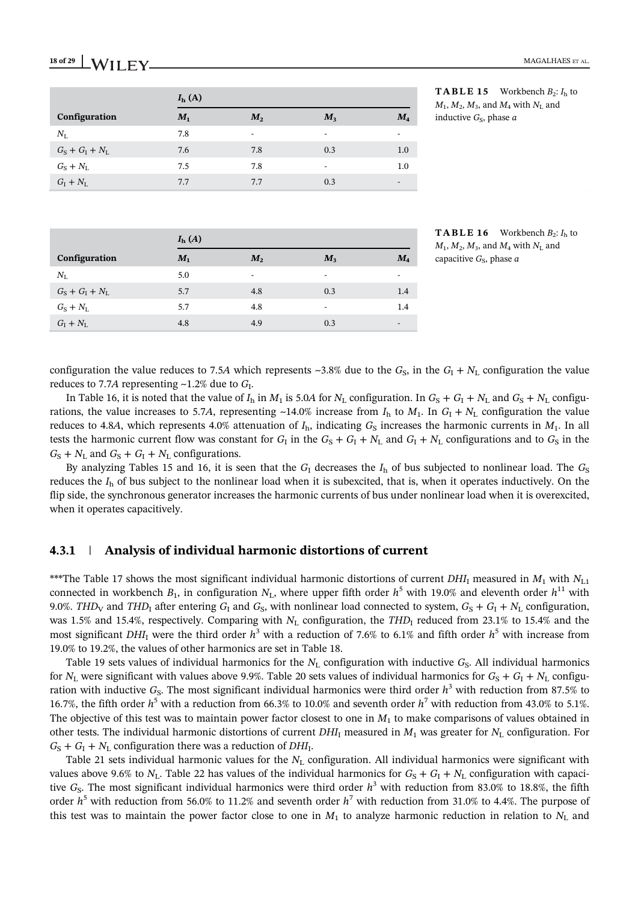**TABLE 15** Workbench $B_2$: $I_h$ to $M_1$, $M_2$, $M_3$, and $M_4$ with $N_L$ and inductive $G_S$, phase *a*

| | $I_h$ (A) | | | |
|---|---|---|---|---|
| **Configuration** | $M_1$ | $M_2$ | $M_3$ | $M_4$ |
| $N_L$ | 7.8 | - | - | - |
| $G_S + G_I + N_L$ | 7.6 | 7.8 | 0.3 | 1.0 |
| $G_S + N_L$ | 7.5 | 7.8 | - | 1.0 |
| $G_I + N_L$ | 7.7 | 7.7 | 0.3 | - |

**TABLE 16** Workbench $B_2$: $I_h$ to $M_1$, $M_2$, $M_3$, and $M_4$ with $N_L$ and capacitive $G_S$, phase *a*

| | $I_h$ (A) | | | |
|---|---|---|---|---|
| **Configuration** | $M_1$ | $M_2$ | $M_3$ | $M_4$ |
| $N_L$ | 5.0 | - | - | - |
| $G_S + G_I + N_L$ | 5.7 | 4.8 | 0.3 | 1.4 |
| $G_S + N_L$ | 5.7 | 4.8 | - | 1.4 |
| $G_I + N_L$ | 4.8 | 4.9 | 0.3 | - |

configuration the value reduces to 7.5*A* which represents ~3.8% due to the $G_S$, in the $G_I + N_L$ configuration the value reduces to 7.7*A* representing ~1.2% due to $G_I$.

In Table 16, it is noted that the value of $I_h$ in $M_1$ is 5.0*A* for $N_L$ configuration. In $G_S + G_I + N_L$ and $G_S + N_L$ configurations, the value increases to 5.7*A*, representing ~14.0% increase from $I_h$ to $M_1$. In $G_I + N_L$ configuration the value reduces to 4.8*A*, which represents 4.0% attenuation of $I_h$, indicating $G_S$ increases the harmonic currents in $M_1$. In all tests the harmonic current flow was constant for $G_I$ in the $G_S + G_I + N_L$ and $G_I + N_L$ configurations and to $G_S$ in the $G_S + N_L$ and $G_S + G_I + N_L$ configurations.

By analyzing Tables 15 and 16, it is seen that the $G_I$ decreases the $I_h$ of bus subjected to nonlinear load. The $G_S$ reduces the $I_h$ of bus subject to the nonlinear load when it is subexcited, that is, when it operates inductively. On the flip side, the synchronous generator increases the harmonic currents of bus under nonlinear load when it is overexcited, when it operates capacitively.

### 4.3.1 | Analysis of individual harmonic distortions of current

***The Table 17 shows the most significant individual harmonic distortions of current $DHI_I$ measured in $M_1$ with $N_{L1}$ connected in workbench $B_1$, in configuration $N_L$, where upper fifth order $h^5$ with 19.0% and eleventh order $h^{11}$ with 9.0%. $THD_V$ and $THD_I$ after entering $G_I$ and $G_S$, with nonlinear load connected to system, $G_S + G_I + N_L$ configuration, was 1.5% and 15.4%, respectively. Comparing with $N_L$ configuration, the $THD_I$ reduced from 23.1% to 15.4% and the most significant $DHI_I$ were the third order $h^3$ with a reduction of 7.6% to 6.1% and fifth order $h^5$ with increase from 19.0% to 19.2%, the values of other harmonics are set in Table 18.

Table 19 sets values of individual harmonics for the $N_L$ configuration with inductive $G_S$. All individual harmonics for $N_L$ were significant with values above 9.9%. Table 20 sets values of individual harmonics for $G_S + G_I + N_L$ configuration with inductive $G_S$. The most significant individual harmonics were third order $h^3$ with reduction from 87.5% to 16.7%, the fifth order $h^5$ with a reduction from 66.3% to 10.0% and seventh order $h^7$ with reduction from 43.0% to 5.1%. The objective of this test was to maintain power factor closest to one in $M_1$ to make comparisons of values obtained in other tests. The individual harmonic distortions of current $DHI_I$ measured in $M_1$ was greater for $N_L$ configuration. For $G_S + G_I + N_L$ configuration there was a reduction of $DHI_I$.

Table 21 sets individual harmonic values for the $N_L$ configuration. All individual harmonics were significant with values above 9.6% to $N_L$. Table 22 has values of the individual harmonics for $G_S + G_I + N_L$ configuration with capacitive $G_S$. The most significant individual harmonics were third order $h^3$ with reduction from 83.0% to 18.8%, the fifth order $h^5$ with reduction from 56.0% to 11.2% and seventh order $h^7$ with reduction from 31.0% to 4.4%. The purpose of this test was to maintain the power factor close to one in $M_1$ to analyze harmonic reduction in relation to $N_L$ and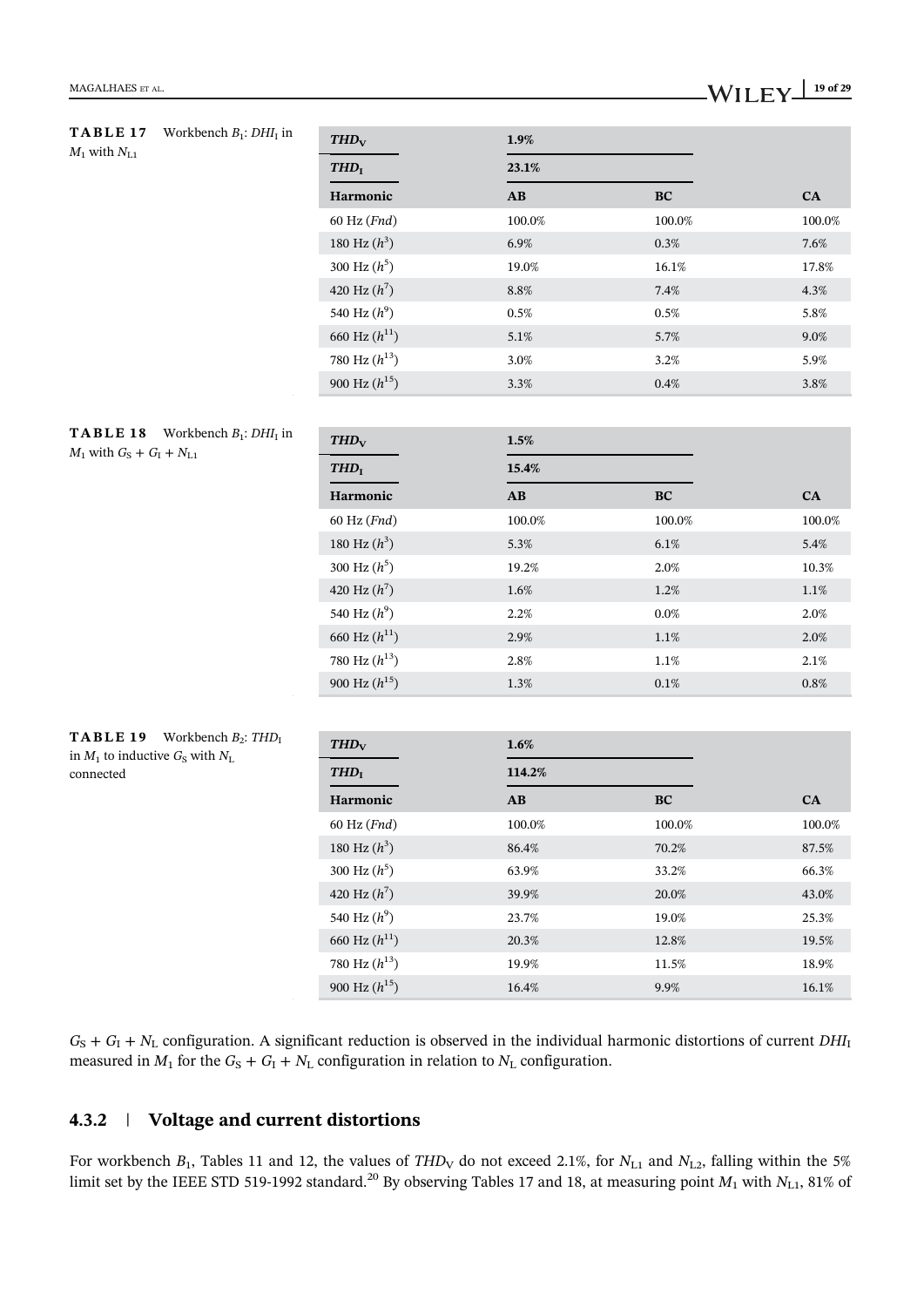**TABLE 17** Workbench $B_1$: $DHI_I$ in $M_1$ with $N_{L1}$

| $THD_V$ | 1.9% | | |
|---|---|---|---|
| $THD_I$ | 23.1% | | |
| **Harmonic** | **AB** | **BC** | **CA** |
| 60 Hz (*Fnd*) | 100.0% | 100.0% | 100.0% |
| 180 Hz ($h^3$) | 6.9% | 0.3% | 7.6% |
| 300 Hz ($h^5$) | 19.0% | 16.1% | 17.8% |
| 420 Hz ($h^7$) | 8.8% | 7.4% | 4.3% |
| 540 Hz ($h^9$) | 0.5% | 0.5% | 5.8% |
| 660 Hz ($h^{11}$) | 5.1% | 5.7% | 9.0% |
| 780 Hz ($h^{13}$) | 3.0% | 3.2% | 5.9% |
| 900 Hz ($h^{15}$) | 3.3% | 0.4% | 3.8% |

**TABLE 18** Workbench $B_1$: $DHI_I$ in $M_1$ with $G_S + G_I + N_{L1}$

| $THD_V$ | 1.5% | | |
|---|---|---|---|
| $THD_I$ | 15.4% | | |
| **Harmonic** | **AB** | **BC** | **CA** |
| 60 Hz (*Fnd*) | 100.0% | 100.0% | 100.0% |
| 180 Hz ($h^3$) | 5.3% | 6.1% | 5.4% |
| 300 Hz ($h^5$) | 19.2% | 2.0% | 10.3% |
| 420 Hz ($h^7$) | 1.6% | 1.2% | 1.1% |
| 540 Hz ($h^9$) | 2.2% | 0.0% | 2.0% |
| 660 Hz ($h^{11}$) | 2.9% | 1.1% | 2.0% |
| 780 Hz ($h^{13}$) | 2.8% | 1.1% | 2.1% |
| 900 Hz ($h^{15}$) | 1.3% | 0.1% | 0.8% |

**TABLE 19** Workbench $B_2$: $THD_I$ in $M_1$ to inductive $G_S$ with $N_L$ connected

| $THD_V$ | 1.6% | | |
|---|---|---|---|
| $THD_I$ | 114.2% | | |
| **Harmonic** | **AB** | **BC** | **CA** |
| 60 Hz (*Fnd*) | 100.0% | 100.0% | 100.0% |
| 180 Hz ($h^3$) | 86.4% | 70.2% | 87.5% |
| 300 Hz ($h^5$) | 63.9% | 33.2% | 66.3% |
| 420 Hz ($h^7$) | 39.9% | 20.0% | 43.0% |
| 540 Hz ($h^9$) | 23.7% | 19.0% | 25.3% |
| 660 Hz ($h^{11}$) | 20.3% | 12.8% | 19.5% |
| 780 Hz ($h^{13}$) | 19.9% | 11.5% | 18.9% |
| 900 Hz ($h^{15}$) | 16.4% | 9.9% | 16.1% |

$G_S + G_I + N_L$ configuration. A significant reduction is observed in the individual harmonic distortions of current $DHI_I$ measured in $M_1$ for the $G_S + G_I + N_L$ configuration in relation to $N_L$ configuration.

### 4.3.2 | Voltage and current distortions

For workbench $B_1$, Tables 11 and 12, the values of $THD_V$ do not exceed 2.1%, for $N_{L1}$ and $N_{L2}$, falling within the 5% limit set by the IEEE STD 519-1992 standard.[20] By observing Tables 17 and 18, at measuring point $M_1$ with $N_{L1}$, 81% of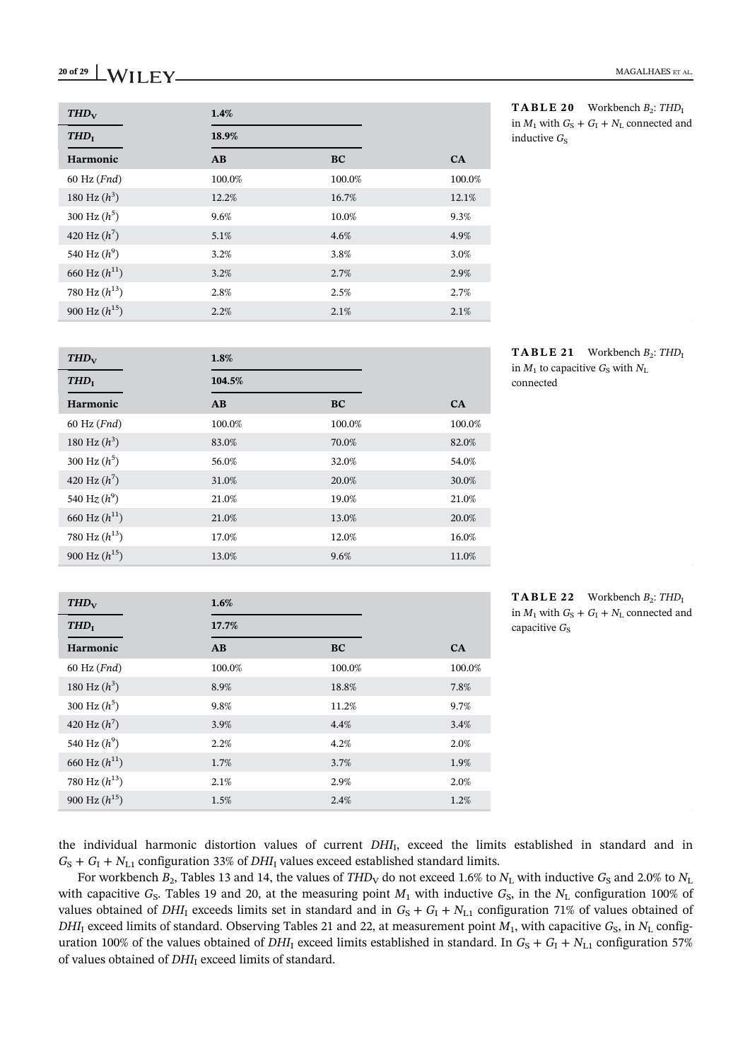**TABLE 20** Workbench $B_2$: $THD_I$ in $M_1$ with $G_S + G_I + N_L$ connected and inductive $G_S$

| $THD_V$ | 1.4% | | |
|---|---|---|---|
| $THD_I$ | 18.9% | | |
| **Harmonic** | **AB** | **BC** | **CA** |
| 60 Hz (*Fnd*) | 100.0% | 100.0% | 100.0% |
| 180 Hz ($h^3$) | 12.2% | 16.7% | 12.1% |
| 300 Hz ($h^5$) | 9.6% | 10.0% | 9.3% |
| 420 Hz ($h^7$) | 5.1% | 4.6% | 4.9% |
| 540 Hz ($h^9$) | 3.2% | 3.8% | 3.0% |
| 660 Hz ($h^{11}$) | 3.2% | 2.7% | 2.9% |
| 780 Hz ($h^{13}$) | 2.8% | 2.5% | 2.7% |
| 900 Hz ($h^{15}$) | 2.2% | 2.1% | 2.1% |

**TABLE 21** Workbench $B_2$: $THD_I$ in $M_1$ to capacitive $G_S$ with $N_L$ connected

| $THD_V$ | 1.8% | | |
|---|---|---|---|
| $THD_I$ | 104.5% | | |
| **Harmonic** | **AB** | **BC** | **CA** |
| 60 Hz (*Fnd*) | 100.0% | 100.0% | 100.0% |
| 180 Hz ($h^3$) | 83.0% | 70.0% | 82.0% |
| 300 Hz ($h^5$) | 56.0% | 32.0% | 54.0% |
| 420 Hz ($h^7$) | 31.0% | 20.0% | 30.0% |
| 540 Hz ($h^9$) | 21.0% | 19.0% | 21.0% |
| 660 Hz ($h^{11}$) | 21.0% | 13.0% | 20.0% |
| 780 Hz ($h^{13}$) | 17.0% | 12.0% | 16.0% |
| 900 Hz ($h^{15}$) | 13.0% | 9.6% | 11.0% |

**TABLE 22** Workbench $B_2$: $THD_I$ in $M_1$ with $G_S + G_I + N_L$ connected and capacitive $G_S$

| $THD_V$ | 1.6% | | |
|---|---|---|---|
| $THD_I$ | 17.7% | | |
| **Harmonic** | **AB** | **BC** | **CA** |
| 60 Hz (*Fnd*) | 100.0% | 100.0% | 100.0% |
| 180 Hz ($h^3$) | 8.9% | 18.8% | 7.8% |
| 300 Hz ($h^5$) | 9.8% | 11.2% | 9.7% |
| 420 Hz ($h^7$) | 3.9% | 4.4% | 3.4% |
| 540 Hz ($h^9$) | 2.2% | 4.2% | 2.0% |
| 660 Hz ($h^{11}$) | 1.7% | 3.7% | 1.9% |
| 780 Hz ($h^{13}$) | 2.1% | 2.9% | 2.0% |
| 900 Hz ($h^{15}$) | 1.5% | 2.4% | 1.2% |

the individual harmonic distortion values of current $DHI_I$, exceed the limits established in standard and in $G_S + G_I + N_{L1}$ configuration 33% of $DHI_I$ values exceed established standard limits.

For workbench $B_2$, Tables 13 and 14, the values of $THD_V$ do not exceed 1.6% to $N_L$ with inductive $G_S$ and 2.0% to $N_L$ with capacitive $G_S$. Tables 19 and 20, at the measuring point $M_1$ with inductive $G_S$, in the $N_L$ configuration 100% of values obtained of $DHI_I$ exceeds limits set in standard and in $G_S + G_I + N_{L1}$ configuration 71% of values obtained of $DHI_I$ exceed limits of standard. Observing Tables 21 and 22, at measurement point $M_1$, with capacitive $G_S$, in $N_L$ configuration 100% of the values obtained of $DHI_I$ exceed limits established in standard. In $G_S + G_I + N_{L1}$ configuration 57% of values obtained of $DHI_I$ exceed limits of standard.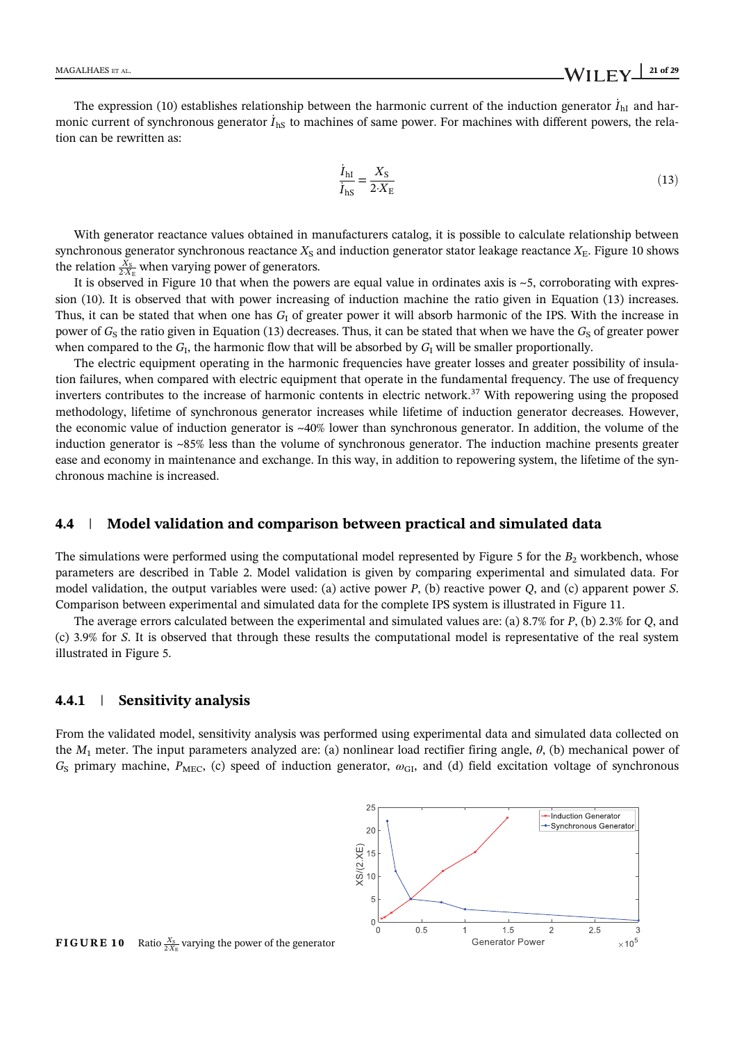The expression (10) establishes relationship between the harmonic current of the induction generator $\dot{I}_{hI}$ and harmonic current of synchronous generator $\dot{I}_{hS}$ to machines of same power. For machines with different powers, the relation can be rewritten as:

$$\frac{\dot{I}_{hI}}{\dot{I}_{hS}} = \frac{X_S}{2 \cdot X_E} \tag{13}$$

With generator reactance values obtained in manufacturers catalog, it is possible to calculate relationship between synchronous generator synchronous reactance $X_S$ and induction generator stator leakage reactance $X_E$. Figure 10 shows the relation $\frac{X_S}{2 \cdot X_E}$ when varying power of generators.

It is observed in Figure 10 that when the powers are equal value in ordinates axis is ~5, corroborating with expression (10). It is observed that with power increasing of induction machine the ratio given in Equation (13) increases. Thus, it can be stated that when one has $G_I$ of greater power it will absorb harmonic of the IPS. With the increase in power of $G_S$ the ratio given in Equation (13) decreases. Thus, it can be stated that when we have the $G_S$ of greater power when compared to the $G_I$, the harmonic flow that will be absorbed by $G_I$ will be smaller proportionally.

The electric equipment operating in the harmonic frequencies have greater losses and greater possibility of insulation failures, when compared with electric equipment that operate in the fundamental frequency. The use of frequency inverters contributes to the increase of harmonic contents in electric network.[37] With repowering using the proposed methodology, lifetime of synchronous generator increases while lifetime of induction generator decreases. However, the economic value of induction generator is ~40% lower than synchronous generator. In addition, the volume of the induction generator is ~85% less than the volume of synchronous generator. The induction machine presents greater ease and economy in maintenance and exchange. In this way, in addition to repowering system, the lifetime of the synchronous machine is increased.

### 4.4 | Model validation and comparison between practical and simulated data

The simulations were performed using the computational model represented by Figure 5 for the $B_2$ workbench, whose parameters are described in Table 2. Model validation is given by comparing experimental and simulated data. For model validation, the output variables were used: (a) active power $P$, (b) reactive power $Q$, and (c) apparent power $S$. Comparison between experimental and simulated data for the complete IPS system is illustrated in Figure 11.

The average errors calculated between the experimental and simulated values are: (a) 8.7% for $P$, (b) 2.3% for $Q$, and (c) 3.9% for $S$. It is observed that through these results the computational model is representative of the real system illustrated in Figure 5.

#### 4.4.1 | Sensitivity analysis

From the validated model, sensitivity analysis was performed using experimental data and simulated data collected on the $M_1$ meter. The input parameters analyzed are: (a) nonlinear load rectifier firing angle, $\theta$, (b) mechanical power of $G_S$ primary machine, $P_{MEC}$, (c) speed of induction generator, $\omega_{GI}$, and (d) field excitation voltage of synchronous

**FIGURE 10** Ratio $\frac{X_S}{2 \cdot X_E}$ varying the power of the generator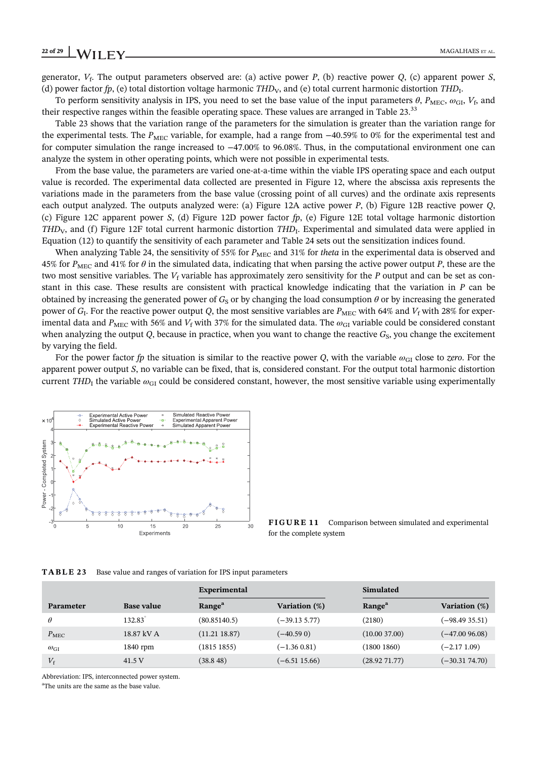generator, $V_f$. The output parameters observed are: (a) active power $P$, (b) reactive power $Q$, (c) apparent power $S$, (d) power factor $fp$, (e) total distortion voltage harmonic $THD_V$, and (e) total current harmonic distortion $THD_I$.

To perform sensitivity analysis in IPS, you need to set the base value of the input parameters $\theta$, $P_{MEC}$, $\omega_{GI}$, $V_f$, and their respective ranges within the feasible operating space. These values are arranged in Table 23.[33]

Table 23 shows that the variation range of the parameters for the simulation is greater than the variation range for the experimental tests. The $P_{MEC}$ variable, for example, had a range from −40.59% to 0% for the experimental test and for computer simulation the range increased to −47.00% to 96.08%. Thus, in the computational environment one can analyze the system in other operating points, which were not possible in experimental tests.

From the base value, the parameters are varied one-at-a-time within the viable IPS operating space and each output value is recorded. The experimental data collected are presented in Figure 12, where the abscissa axis represents the variations made in the parameters from the base value (crossing point of all curves) and the ordinate axis represents each output analyzed. The outputs analyzed were: (a) Figure 12A active power $P$, (b) Figure 12B reactive power $Q$, (c) Figure 12C apparent power $S$, (d) Figure 12D power factor $fp$, (e) Figure 12E total voltage harmonic distortion $THD_V$, and (f) Figure 12F total current harmonic distortion $THD_I$. Experimental and simulated data were applied in Equation (12) to quantify the sensitivity of each parameter and Table 24 sets out the sensitization indices found.

When analyzing Table 24, the sensitivity of 55% for $P_{MEC}$ and 31% for *theta* in the experimental data is observed and 45% for $P_{MEC}$ and 41% for $\theta$ in the simulated data, indicating that when parsing the active power output $P$, these are the two most sensitive variables. The $V_f$ variable has approximately zero sensitivity for the $P$ output and can be set as constant in this case. These results are consistent with practical knowledge indicating that the variation in $P$ can be obtained by increasing the generated power of $G_S$ or by changing the load consumption $\theta$ or by increasing the generated power of $G_I$. For the reactive power output $Q$, the most sensitive variables are $P_{MEC}$ with 64% and $V_f$ with 28% for experimental data and $P_{MEC}$ with 56% and $V_f$ with 37% for the simulated data. The $\omega_{GI}$ variable could be considered constant when analyzing the output $Q$, because in practice, when you want to change the reactive $G_S$, you change the excitement by varying the field.

For the power factor $fp$ the situation is similar to the reactive power $Q$, with the variable $\omega_{GI}$ close to *zero*. For the apparent power output $S$, no variable can be fixed, that is, considered constant. For the output total harmonic distortion current $THD_I$ the variable $\omega_{GI}$ could be considered constant, however, the most sensitive variable using experimentally

**FIGURE 11** Comparison between simulated and experimental for the complete system

**TABLE 23** Base value and ranges of variation for IPS input parameters

| Parameter | Base value | Experimental | | Simulated | |
|---|---|---|---|---|---|
| | | Range[a] | Variation (%) | Range[a] | Variation (%) |
| $\theta$ | 132.83° | (80.85140.5) | (−39.13 5.77) | (2180) | (−98.49 35.51) |
| $P_{MEC}$ | 18.87 kV A | (11.21 18.87) | (−40.59 0) | (10.00 37.00) | (−47.00 96.08) |
| $\omega_{GI}$ | 1840 rpm | (1815 1855) | (−1.36 0.81) | (1800 1860) | (−2.17 1.09) |
| $V_f$ | 41.5 V | (38.8 48) | (−6.51 15.66) | (28.92 71.77) | (−30.31 74.70) |

Abbreviation: IPS, interconnected power system.

[a]The units are the same as the base value.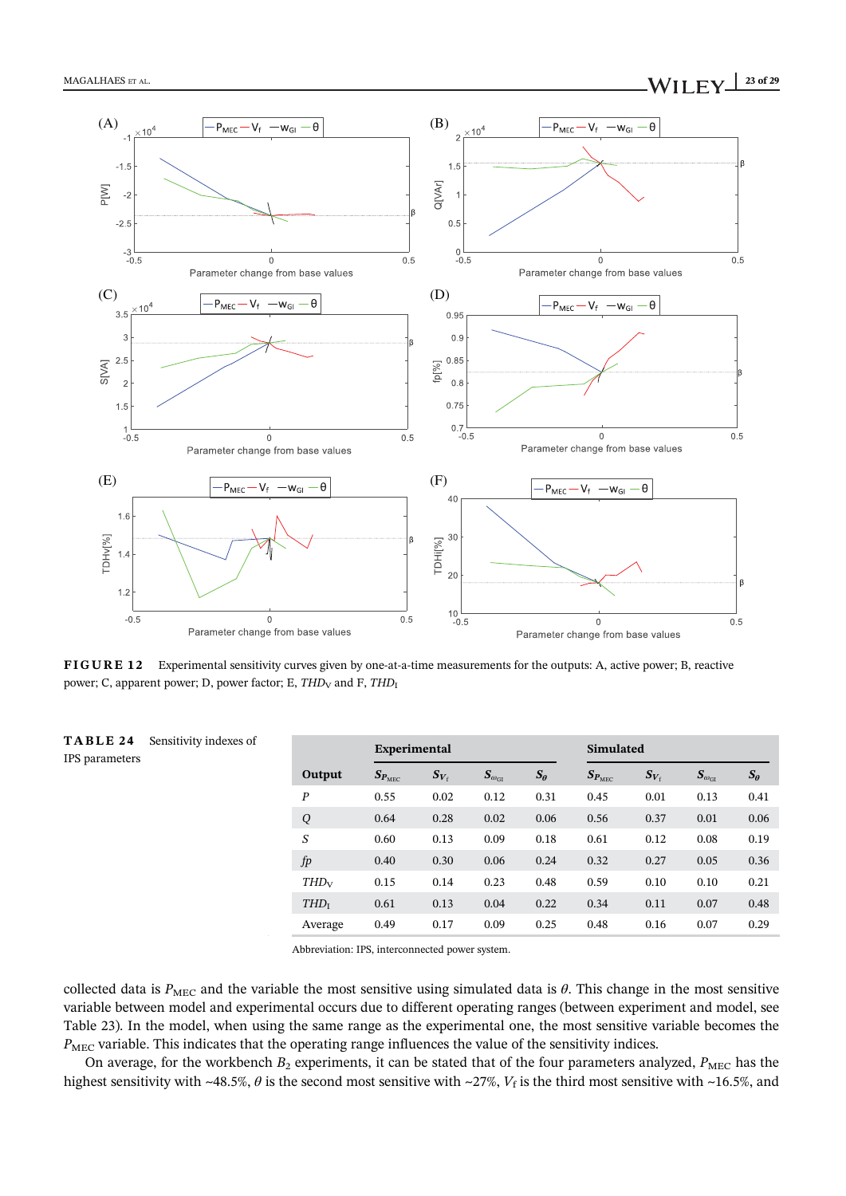**FIGURE 12** Experimental sensitivity curves given by one-at-a-time measurements for the outputs: A, active power; B, reactive power; C, apparent power; D, power factor; E, $THD_V$ and F, $THD_I$

**TABLE 24** Sensitivity indexes of IPS parameters

| | Experimental | | | | Simulated | | | |
|---|---|---|---|---|---|---|---|---|
| **Output** | $S_{P_{MEC}}$ | $S_{V_f}$ | $S_{\omega_{GI}}$ | $S_{\theta}$ | $S_{P_{MEC}}$ | $S_{V_f}$ | $S_{\omega_{GI}}$ | $S_{\theta}$ |
| $P$ | 0.55 | 0.02 | 0.12 | 0.31 | 0.45 | 0.01 | 0.13 | 0.41 |
| $Q$ | 0.64 | 0.28 | 0.02 | 0.06 | 0.56 | 0.37 | 0.01 | 0.06 |
| $S$ | 0.60 | 0.13 | 0.09 | 0.18 | 0.61 | 0.12 | 0.08 | 0.19 |
| $fp$ | 0.40 | 0.30 | 0.06 | 0.24 | 0.32 | 0.27 | 0.05 | 0.36 |
| $THD_V$ | 0.15 | 0.14 | 0.23 | 0.48 | 0.59 | 0.10 | 0.10 | 0.21 |
| $THD_I$ | 0.61 | 0.13 | 0.04 | 0.22 | 0.34 | 0.11 | 0.07 | 0.48 |
| Average | 0.49 | 0.17 | 0.09 | 0.25 | 0.48 | 0.16 | 0.07 | 0.29 |

Abbreviation: IPS, interconnected power system.

collected data is $P_{MEC}$ and the variable the most sensitive using simulated data is $\theta$. This change in the most sensitive variable between model and experimental occurs due to different operating ranges (between experiment and model, see Table 23). In the model, when using the same range as the experimental one, the most sensitive variable becomes the $P_{MEC}$ variable. This indicates that the operating range influences the value of the sensitivity indices.

On average, for the workbench $B_2$ experiments, it can be stated that of the four parameters analyzed, $P_{MEC}$ has the highest sensitivity with ~48.5%, $\theta$ is the second most sensitive with ~27%, $V_f$ is the third most sensitive with ~16.5%, and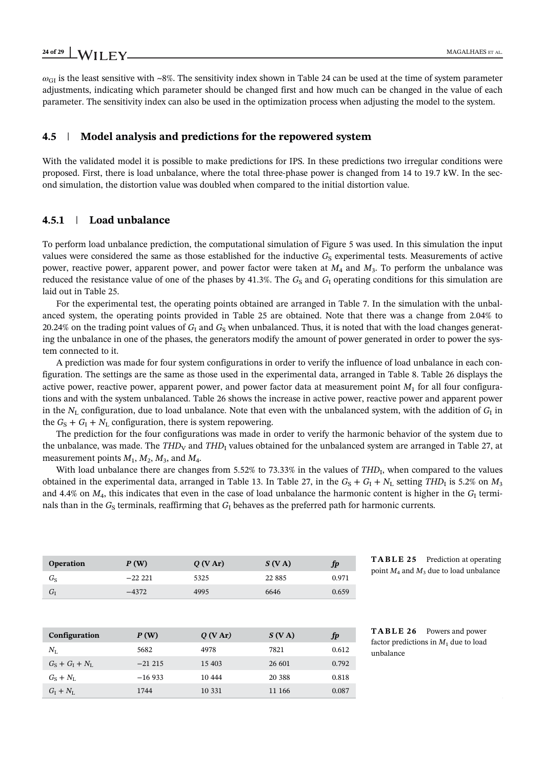$\omega_{GI}$ is the least sensitive with ~8%. The sensitivity index shown in Table 24 can be used at the time of system parameter adjustments, indicating which parameter should be changed first and how much can be changed in the value of each parameter. The sensitivity index can also be used in the optimization process when adjusting the model to the system.

## 4.5 | Model analysis and predictions for the repowered system

With the validated model it is possible to make predictions for IPS. In these predictions two irregular conditions were proposed. First, there is load unbalance, where the total three-phase power is changed from 14 to 19.7 kW. In the second simulation, the distortion value was doubled when compared to the initial distortion value.

### 4.5.1 | Load unbalance

To perform load unbalance prediction, the computational simulation of Figure 5 was used. In this simulation the input values were considered the same as those established for the inductive $G_S$ experimental tests. Measurements of active power, reactive power, apparent power, and power factor were taken at $M_4$ and $M_3$. To perform the unbalance was reduced the resistance value of one of the phases by 41.3%. The $G_S$ and $G_I$ operating conditions for this simulation are laid out in Table 25.

For the experimental test, the operating points obtained are arranged in Table 7. In the simulation with the unbalanced system, the operating points provided in Table 25 are obtained. Note that there was a change from 2.04% to 20.24% on the trading point values of $G_I$ and $G_S$ when unbalanced. Thus, it is noted that with the load changes generating the unbalance in one of the phases, the generators modify the amount of power generated in order to power the system connected to it.

A prediction was made for four system configurations in order to verify the influence of load unbalance in each configuration. The settings are the same as those used in the experimental data, arranged in Table 8. Table 26 displays the active power, reactive power, apparent power, and power factor data at measurement point $M_1$ for all four configurations and with the system unbalanced. Table 26 shows the increase in active power, reactive power and apparent power in the $N_L$ configuration, due to load unbalance. Note that even with the unbalanced system, with the addition of $G_I$ in the $G_S + G_I + N_L$ configuration, there is system repowering.

The prediction for the four configurations was made in order to verify the harmonic behavior of the system due to the unbalance, was made. The $THD_V$ and $THD_I$ values obtained for the unbalanced system are arranged in Table 27, at measurement points $M_1$, $M_2$, $M_3$, and $M_4$.

With load unbalance there are changes from 5.52% to 73.33% in the values of $THD_I$, when compared to the values obtained in the experimental data, arranged in Table 13. In Table 27, in the $G_S + G_I + N_L$ setting $THD_I$ is 5.2% on $M_3$ and 4.4% on $M_4$, this indicates that even in the case of load unbalance the harmonic content is higher in the $G_I$ terminals than in the $G_S$ terminals, reaffirming that $G_I$ behaves as the preferred path for harmonic currents.

**TABLE 25** Prediction at operating point $M_4$ and $M_3$ due to load unbalance

| Operation | $P$ (W) | $Q$ (V Ar) | $S$ (V A) | $fp$ |
|---|---|---|---|---|
| $G_S$ | −22 221 | 5325 | 22 885 | 0.971 |
| $G_I$ | −4372 | 4995 | 6646 | 0.659 |

**TABLE 26** Powers and power factor predictions in $M_1$ due to load unbalance

| Configuration | $P$ (W) | $Q$ (V Ar) | $S$ (V A) | $fp$ |
|---|---|---|---|---|
| $N_L$ | 5682 | 4978 | 7821 | 0.612 |
| $G_S + G_I + N_L$ | −21 215 | 15 403 | 26 601 | 0.792 |
| $G_S + N_L$ | −16 933 | 10 444 | 20 388 | 0.818 |
| $G_I + N_L$ | 1744 | 10 331 | 11 166 | 0.087 |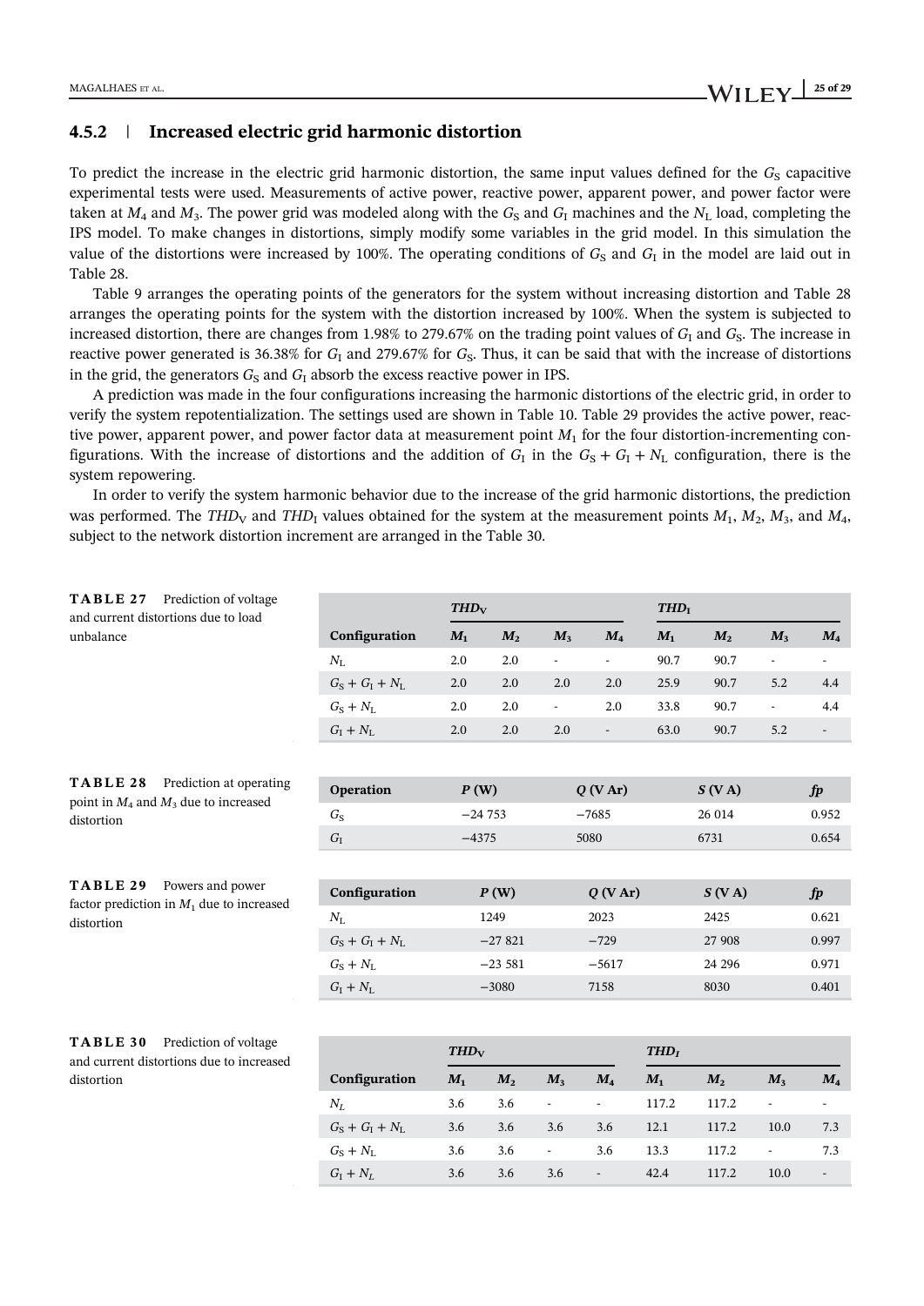### 4.5.2 | Increased electric grid harmonic distortion

To predict the increase in the electric grid harmonic distortion, the same input values defined for the $G_S$ capacitive experimental tests were used. Measurements of active power, reactive power, apparent power, and power factor were taken at $M_4$ and $M_3$. The power grid was modeled along with the $G_S$ and $G_I$ machines and the $N_L$ load, completing the IPS model. To make changes in distortions, simply modify some variables in the grid model. In this simulation the value of the distortions were increased by 100%. The operating conditions of $G_S$ and $G_I$ in the model are laid out in Table 28.

Table 9 arranges the operating points of the generators for the system without increasing distortion and Table 28 arranges the operating points for the system with the distortion increased by 100%. When the system is subjected to increased distortion, there are changes from 1.98% to 279.67% on the trading point values of $G_I$ and $G_S$. The increase in reactive power generated is 36.38% for $G_I$ and 279.67% for $G_S$. Thus, it can be said that with the increase of distortions in the grid, the generators $G_S$ and $G_I$ absorb the excess reactive power in IPS.

A prediction was made in the four configurations increasing the harmonic distortions of the electric grid, in order to verify the system repotentialization. The settings used are shown in Table 10. Table 29 provides the active power, reactive power, apparent power, and power factor data at measurement point $M_1$ for the four distortion-incrementing configurations. With the increase of distortions and the addition of $G_I$ in the $G_S + G_I + N_L$ configuration, there is the system repowering.

In order to verify the system harmonic behavior due to the increase of the grid harmonic distortions, the prediction was performed. The $THD_V$ and $THD_I$ values obtained for the system at the measurement points $M_1$, $M_2$, $M_3$, and $M_4$, subject to the network distortion increment are arranged in the Table 30.

**TABLE 27** Prediction of voltage and current distortions due to load unbalance

| | $THD_V$ | | | | $THD_I$ | | | |
|---|---|---|---|---|---|---|---|---|
| Configuration | $M_1$ | $M_2$ | $M_3$ | $M_4$ | $M_1$ | $M_2$ | $M_3$ | $M_4$ |
| $N_L$ | 2.0 | 2.0 | - | - | 90.7 | 90.7 | - | - |
| $G_S + G_I + N_L$ | 2.0 | 2.0 | 2.0 | 2.0 | 25.9 | 90.7 | 5.2 | 4.4 |
| $G_S + N_L$ | 2.0 | 2.0 | - | 2.0 | 33.8 | 90.7 | - | 4.4 |
| $G_I + N_L$ | 2.0 | 2.0 | 2.0 | - | 63.0 | 90.7 | 5.2 | - |

**TABLE 28** Prediction at operating point in $M_4$ and $M_3$ due to increased distortion

| Operation | $P$ (W) | $Q$ (V Ar) | $S$ (V A) | $fp$ |
|---|---|---|---|---|
| $G_S$ | −24 753 | −7685 | 26 014 | 0.952 |
| $G_I$ | −4375 | 5080 | 6731 | 0.654 |

**TABLE 29** Powers and power factor prediction in $M_1$ due to increased distortion

| Configuration | $P$ (W) | $Q$ (V Ar) | $S$ (V A) | $fp$ |
|---|---|---|---|---|
| $N_L$ | 1249 | 2023 | 2425 | 0.621 |
| $G_S + G_I + N_L$ | −27 821 | −729 | 27 908 | 0.997 |
| $G_S + N_L$ | −23 581 | −5617 | 24 296 | 0.971 |
| $G_I + N_L$ | −3080 | 7158 | 8030 | 0.401 |

**TABLE 30** Prediction of voltage and current distortions due to increased distortion

| | $THD_V$ | | | | $THD_I$ | | | |
|---|---|---|---|---|---|---|---|---|
| Configuration | $M_1$ | $M_2$ | $M_3$ | $M_4$ | $M_1$ | $M_2$ | $M_3$ | $M_4$ |
| $N_L$ | 3.6 | 3.6 | - | - | 117.2 | 117.2 | - | - |
| $G_S + G_I + N_L$ | 3.6 | 3.6 | 3.6 | 3.6 | 12.1 | 117.2 | 10.0 | 7.3 |
| $G_S + N_L$ | 3.6 | 3.6 | - | 3.6 | 13.3 | 117.2 | - | 7.3 |
| $G_I + N_L$ | 3.6 | 3.6 | 3.6 | - | 42.4 | 117.2 | 10.0 | - |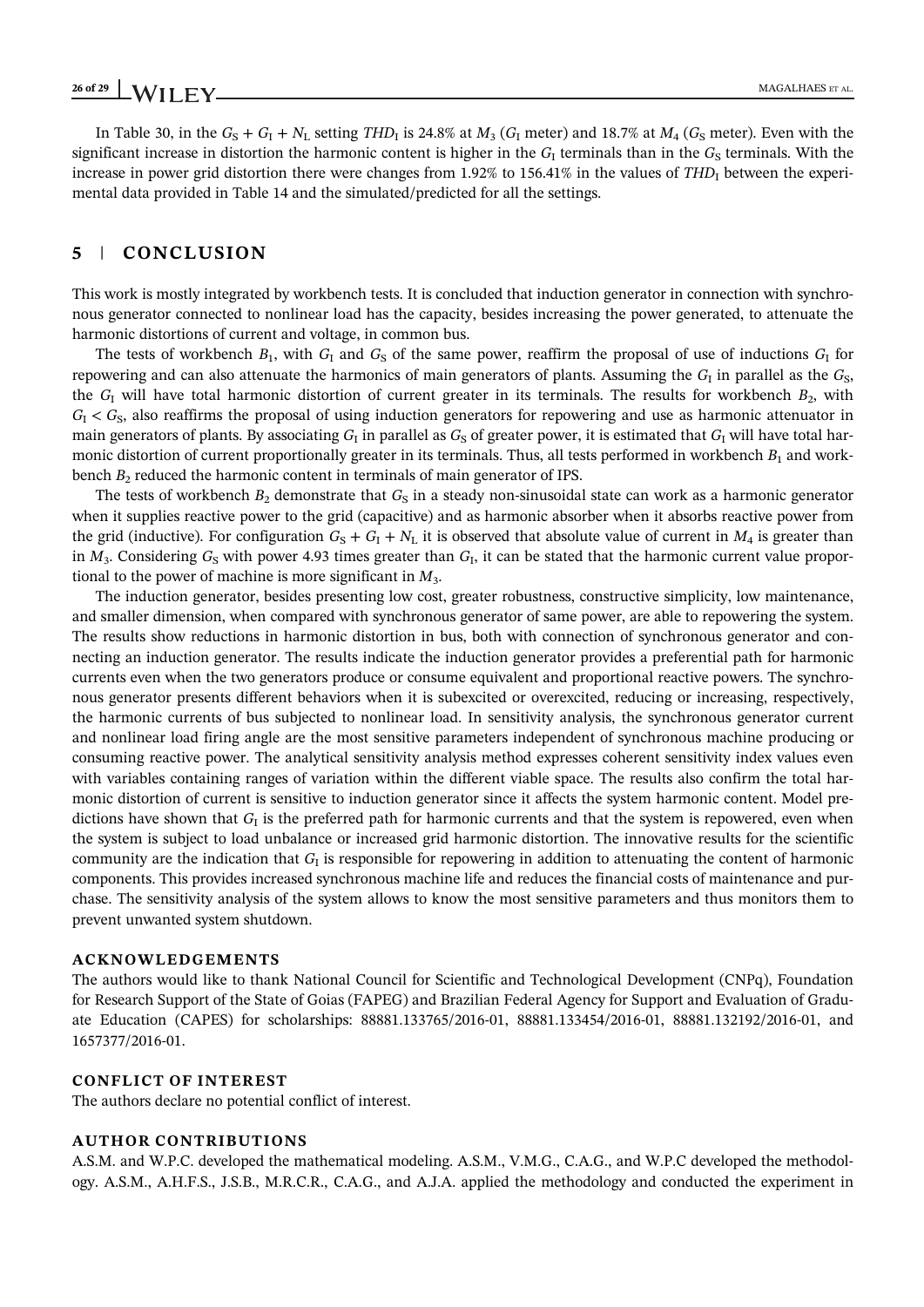In Table 30, in the $G_S + G_I + N_L$ setting $THD_I$ is 24.8% at $M_3$ ($G_I$ meter) and 18.7% at $M_4$ ($G_S$ meter). Even with the significant increase in distortion the harmonic content is higher in the $G_I$ terminals than in the $G_S$ terminals. With the increase in power grid distortion there were changes from 1.92% to 156.41% in the values of $THD_I$ between the experimental data provided in Table 14 and the simulated/predicted for all the settings.

## 5 | CONCLUSION

This work is mostly integrated by workbench tests. It is concluded that induction generator in connection with synchronous generator connected to nonlinear load has the capacity, besides increasing the power generated, to attenuate the harmonic distortions of current and voltage, in common bus.

The tests of workbench $B_1$, with $G_I$ and $G_S$ of the same power, reaffirm the proposal of use of inductions $G_I$ for repowering and can also attenuate the harmonics of main generators of plants. Assuming the $G_I$ in parallel as the $G_S$, the $G_I$ will have total harmonic distortion of current greater in its terminals. The results for workbench $B_2$, with $G_I < G_S$, also reaffirms the proposal of using induction generators for repowering and use as harmonic attenuator in main generators of plants. By associating $G_I$ in parallel as $G_S$ of greater power, it is estimated that $G_I$ will have total harmonic distortion of current proportionally greater in its terminals. Thus, all tests performed in workbench $B_1$ and workbench $B_2$ reduced the harmonic content in terminals of main generator of IPS.

The tests of workbench $B_2$ demonstrate that $G_S$ in a steady non-sinusoidal state can work as a harmonic generator when it supplies reactive power to the grid (capacitive) and as harmonic absorber when it absorbs reactive power from the grid (inductive). For configuration $G_S + G_I + N_L$ it is observed that absolute value of current in $M_4$ is greater than in $M_3$. Considering $G_S$ with power 4.93 times greater than $G_I$, it can be stated that the harmonic current value proportional to the power of machine is more significant in $M_3$.

The induction generator, besides presenting low cost, greater robustness, constructive simplicity, low maintenance, and smaller dimension, when compared with synchronous generator of same power, are able to repowering the system. The results show reductions in harmonic distortion in bus, both with connection of synchronous generator and connecting an induction generator. The results indicate the induction generator provides a preferential path for harmonic currents even when the two generators produce or consume equivalent and proportional reactive powers. The synchronous generator presents different behaviors when it is subexcited or overexcited, reducing or increasing, respectively, the harmonic currents of bus subjected to nonlinear load. In sensitivity analysis, the synchronous generator current and nonlinear load firing angle are the most sensitive parameters independent of synchronous machine producing or consuming reactive power. The analytical sensitivity analysis method expresses coherent sensitivity index values even with variables containing ranges of variation within the different viable space. The results also confirm the total harmonic distortion of current is sensitive to induction generator since it affects the system harmonic content. Model predictions have shown that $G_I$ is the preferred path for harmonic currents and that the system is repowered, even when the system is subject to load unbalance or increased grid harmonic distortion. The innovative results for the scientific community are the indication that $G_I$ is responsible for repowering in addition to attenuating the content of harmonic components. This provides increased synchronous machine life and reduces the financial costs of maintenance and purchase. The sensitivity analysis of the system allows to know the most sensitive parameters and thus monitors them to prevent unwanted system shutdown.

### ACKNOWLEDGEMENTS

The authors would like to thank National Council for Scientific and Technological Development (CNPq), Foundation for Research Support of the State of Goias (FAPEG) and Brazilian Federal Agency for Support and Evaluation of Graduate Education (CAPES) for scholarships: 88881.133765/2016-01, 88881.133454/2016-01, 88881.132192/2016-01, and 1657377/2016-01.

### CONFLICT OF INTEREST

The authors declare no potential conflict of interest.

### AUTHOR CONTRIBUTIONS

A.S.M. and W.P.C. developed the mathematical modeling. A.S.M., V.M.G., C.A.G., and W.P.C developed the methodology. A.S.M., A.H.F.S., J.S.B., M.R.C.R., C.A.G., and A.J.A. applied the methodology and conducted the experiment in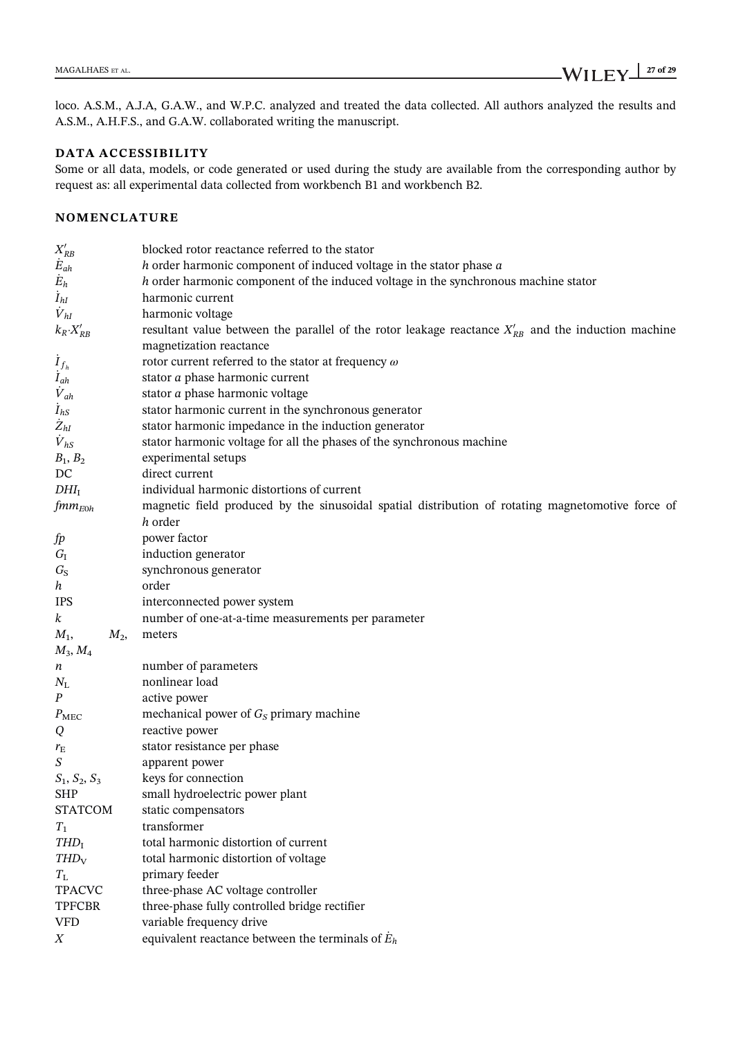loco. A.S.M., A.J.A, G.A.W., and W.P.C. analyzed and treated the data collected. All authors analyzed the results and A.S.M., A.H.F.S., and G.A.W. collaborated writing the manuscript.

## DATA ACCESSIBILITY

Some or all data, models, or code generated or used during the study are available from the corresponding author by request as: all experimental data collected from workbench B1 and workbench B2.

## NOMENCLATURE

| | |
|---|---|
| $X'_{RB}$ | blocked rotor reactance referred to the stator |
| $\dot{E}_{ah}$ | $h$ order harmonic component of induced voltage in the stator phase $a$ |
| $\dot{E}_h$ | $h$ order harmonic component of the induced voltage in the synchronous machine stator |
| $\dot{I}_{hI}$ | harmonic current |
| $\dot{V}_{hI}$ | harmonic voltage |
| $k_R \cdot X'_{RB}$ | resultant value between the parallel of the rotor leakage reactance $X'_{RB}$ and the induction machine magnetization reactance |
| $\dot{I}_{f_h}$ | rotor current referred to the stator at frequency $\omega$ |
| $\dot{I}_{ah}$ | stator $a$ phase harmonic current |
| $\dot{V}_{ah}$ | stator $a$ phase harmonic voltage |
| $\dot{I}_{hS}$ | stator harmonic current in the synchronous generator |
| $\dot{Z}_{hI}$ | stator harmonic impedance in the induction generator |
| $\dot{V}_{hS}$ | stator harmonic voltage for all the phases of the synchronous machine |
| $B_1$, $B_2$ | experimental setups |
| DC | direct current |
| $DHI_I$ | individual harmonic distortions of current |
| $fmm_{E0h}$ | magnetic field produced by the sinusoidal spatial distribution of rotating magnetomotive force of $h$ order |
| $fp$ | power factor |
| $G_I$ | induction generator |
| $G_S$ | synchronous generator |
| $h$ | order |
| IPS | interconnected power system |
| $k$ | number of one-at-a-time measurements per parameter |
| $M_1$, $M_2$, $M_3$, $M_4$ | meters |
| $n$ | number of parameters |
| $N_L$ | nonlinear load |
| $P$ | active power |
| $P_{MEC}$ | mechanical power of $G_S$ primary machine |
| $Q$ | reactive power |
| $r_E$ | stator resistance per phase |
| $S$ | apparent power |
| $S_1$, $S_2$, $S_3$ | keys for connection |
| SHP | small hydroelectric power plant |
| STATCOM | static compensators |
| $T_1$ | transformer |
| $THD_I$ | total harmonic distortion of current |
| $THD_V$ | total harmonic distortion of voltage |
| $T_L$ | primary feeder |
| TPACVC | three-phase AC voltage controller |
| TPFCBR | three-phase fully controlled bridge rectifier |
| VFD | variable frequency drive |
| $X$ | equivalent reactance between the terminals of $\dot{E}_h$ |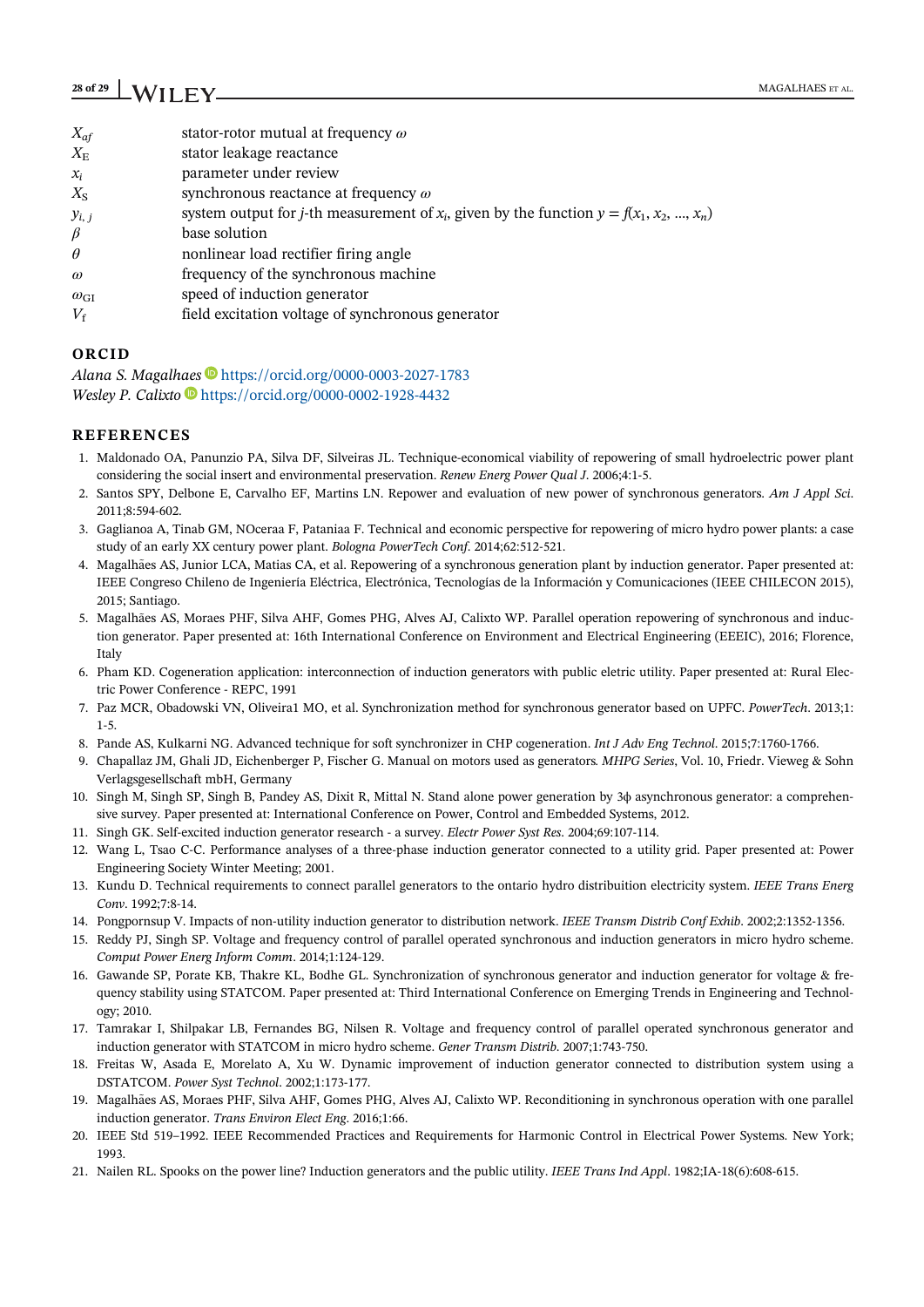| | |
|---|---|
| $X_{af}$ | stator-rotor mutual at frequency $\omega$ |
| $X_E$ | stator leakage reactance |
| $x_i$ | parameter under review |
| $X_S$ | synchronous reactance at frequency $\omega$ |
| $y_{i,j}$ | system output for $j$-th measurement of $x_i$, given by the function $y = f(x_1, x_2, ..., x_n)$ |
| $\beta$ | base solution |
| $\theta$ | nonlinear load rectifier firing angle |
| $\omega$ | frequency of the synchronous machine |
| $\omega_{GI}$ | speed of induction generator |
| $V_f$ | field excitation voltage of synchronous generator |

## ORCID

*Alana S. Magalhaes* https://orcid.org/0000-0003-2027-1783
*Wesley P. Calixto* https://orcid.org/0000-0002-1928-4432

## REFERENCES

1. Maldonado OA, Panunzio PA, Silva DF, Silveiras JL. Technique-economical viability of repowering of small hydroelectric power plant considering the social insert and environmental preservation. *Renew Energ Power Qual J*. 2006;4:1-5.
2. Santos SPY, Delbone E, Carvalho EF, Martins LN. Repower and evaluation of new power of synchronous generators. *Am J Appl Sci*. 2011;8:594-602.
3. Gaglianoa A, Tinab GM, NOceraa F, Pataniaa F. Technical and economic perspective for repowering of micro hydro power plants: a case study of an early XX century power plant. *Bologna PowerTech Conf*. 2014;62:512-521.
4. Magalhães AS, Junior LCA, Matias CA, et al. Repowering of a synchronous generation plant by induction generator. Paper presented at: IEEE Congreso Chileno de Ingeniería Eléctrica, Electrónica, Tecnologías de la Información y Comunicaciones (IEEE CHILECON 2015), 2015; Santiago.
5. Magalhães AS, Moraes PHF, Silva AHF, Gomes PHG, Alves AJ, Calixto WP. Parallel operation repowering of synchronous and induction generator. Paper presented at: 16th International Conference on Environment and Electrical Engineering (EEEIC), 2016; Florence, Italy
6. Pham KD. Cogeneration application: interconnection of induction generators with public eletric utility. Paper presented at: Rural Electric Power Conference - REPC, 1991
7. Paz MCR, Obadowski VN, Oliveira1 MO, et al. Synchronization method for synchronous generator based on UPFC. *PowerTech*. 2013;1: 1-5.
8. Pande AS, Kulkarni NG. Advanced technique for soft synchronizer in CHP cogeneration. *Int J Adv Eng Technol*. 2015;7:1760-1766.
9. Chapallaz JM, Ghali JD, Eichenberger P, Fischer G. Manual on motors used as generators. *MHPG Series*, Vol. 10, Friedr. Vieweg & Sohn Verlagsgesellschaft mbH, Germany
10. Singh M, Singh SP, Singh B, Pandey AS, Dixit R, Mittal N. Stand alone power generation by 3ϕ asynchronous generator: a comprehensive survey. Paper presented at: International Conference on Power, Control and Embedded Systems, 2012.
11. Singh GK. Self-excited induction generator research - a survey. *Electr Power Syst Res*. 2004;69:107-114.
12. Wang L, Tsao C-C. Performance analyses of a three-phase induction generator connected to a utility grid. Paper presented at: Power Engineering Society Winter Meeting; 2001.
13. Kundu D. Technical requirements to connect parallel generators to the ontario hydro distribuition electricity system. *IEEE Trans Energ Conv*. 1992;7:8-14.
14. Pongpornsup V. Impacts of non-utility induction generator to distribution network. *IEEE Transm Distrib Conf Exhib*. 2002;2:1352-1356.
15. Reddy PJ, Singh SP. Voltage and frequency control of parallel operated synchronous and induction generators in micro hydro scheme. *Comput Power Energ Inform Comm*. 2014;1:124-129.
16. Gawande SP, Porate KB, Thakre KL, Bodhe GL. Synchronization of synchronous generator and induction generator for voltage & frequency stability using STATCOM. Paper presented at: Third International Conference on Emerging Trends in Engineering and Technology; 2010.
17. Tamrakar I, Shilpakar LB, Fernandes BG, Nilsen R. Voltage and frequency control of parallel operated synchronous generator and induction generator with STATCOM in micro hydro scheme. *Gener Transm Distrib*. 2007;1:743-750.
18. Freitas W, Asada E, Morelato A, Xu W. Dynamic improvement of induction generator connected to distribution system using a DSTATCOM. *Power Syst Technol*. 2002;1:173-177.
19. Magalhães AS, Moraes PHF, Silva AHF, Gomes PHG, Alves AJ, Calixto WP. Reconditioning in synchronous operation with one parallel induction generator. *Trans Environ Elect Eng*. 2016;1:66.
20. IEEE Std 519–1992. IEEE Recommended Practices and Requirements for Harmonic Control in Electrical Power Systems. New York; 1993.
21. Nailen RL. Spooks on the power line? Induction generators and the public utility. *IEEE Trans Ind Appl*. 1982;IA-18(6):608-615.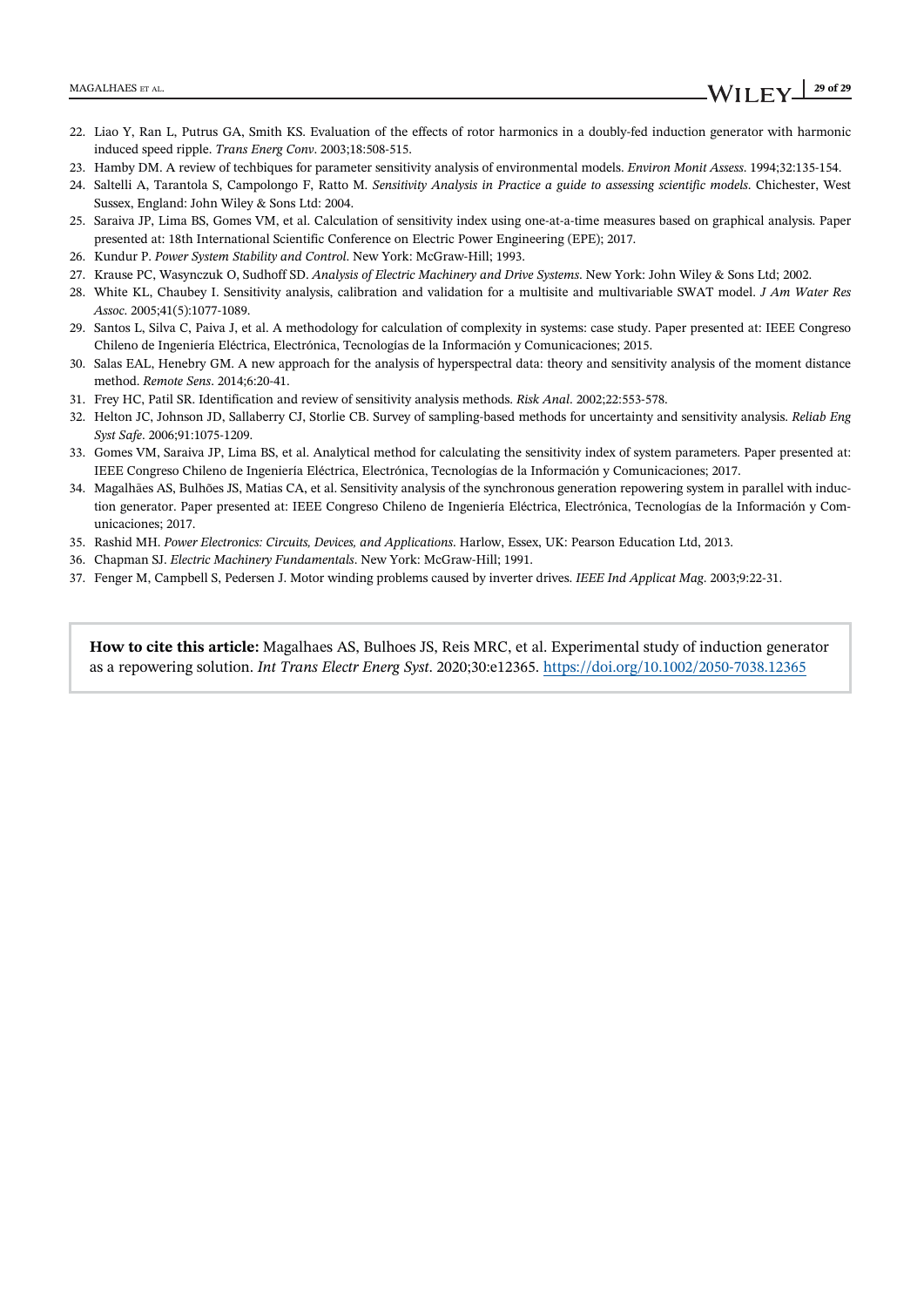22. Liao Y, Ran L, Putrus GA, Smith KS. Evaluation of the effects of rotor harmonics in a doubly-fed induction generator with harmonic induced speed ripple. *Trans Energ Conv*. 2003;18:508-515.
23. Hamby DM. A review of techbiques for parameter sensitivity analysis of environmental models. *Environ Monit Assess*. 1994;32:135-154.
24. Saltelli A, Tarantola S, Campolongo F, Ratto M. *Sensitivity Analysis in Practice a guide to assessing scientific models*. Chichester, West Sussex, England: John Wiley & Sons Ltd: 2004.
25. Saraiva JP, Lima BS, Gomes VM, et al. Calculation of sensitivity index using one-at-a-time measures based on graphical analysis. Paper presented at: 18th International Scientific Conference on Electric Power Engineering (EPE); 2017.
26. Kundur P. *Power System Stability and Control*. New York: McGraw-Hill; 1993.
27. Krause PC, Wasynczuk O, Sudhoff SD. *Analysis of Electric Machinery and Drive Systems*. New York: John Wiley & Sons Ltd; 2002.
28. White KL, Chaubey I. Sensitivity analysis, calibration and validation for a multisite and multivariable SWAT model. *J Am Water Res Assoc*. 2005;41(5):1077-1089.
29. Santos L, Silva C, Paiva J, et al. A methodology for calculation of complexity in systems: case study. Paper presented at: IEEE Congreso Chileno de Ingeniería Eléctrica, Electrónica, Tecnologías de la Información y Comunicaciones; 2015.
30. Salas EAL, Henebry GM. A new approach for the analysis of hyperspectral data: theory and sensitivity analysis of the moment distance method. *Remote Sens*. 2014;6:20-41.
31. Frey HC, Patil SR. Identification and review of sensitivity analysis methods. *Risk Anal*. 2002;22:553-578.
32. Helton JC, Johnson JD, Sallaberry CJ, Storlie CB. Survey of sampling-based methods for uncertainty and sensitivity analysis. *Reliab Eng Syst Safe*. 2006;91:1075-1209.
33. Gomes VM, Saraiva JP, Lima BS, et al. Analytical method for calculating the sensitivity index of system parameters. Paper presented at: IEEE Congreso Chileno de Ingeniería Eléctrica, Electrónica, Tecnologías de la Información y Comunicaciones; 2017.
34. Magalhães AS, Bulhões JS, Matias CA, et al. Sensitivity analysis of the synchronous generation repowering system in parallel with induction generator. Paper presented at: IEEE Congreso Chileno de Ingeniería Eléctrica, Electrónica, Tecnologías de la Información y Comunicaciones; 2017.
35. Rashid MH. *Power Electronics: Circuits, Devices, and Applications*. Harlow, Essex, UK: Pearson Education Ltd, 2013.
36. Chapman SJ. *Electric Machinery Fundamentals*. New York: McGraw-Hill; 1991.
37. Fenger M, Campbell S, Pedersen J. Motor winding problems caused by inverter drives. *IEEE Ind Applicat Mag*. 2003;9:22-31.

**How to cite this article:** Magalhaes AS, Bulhoes JS, Reis MRC, et al. Experimental study of induction generator as a repowering solution. *Int Trans Electr Energ Syst*. 2020;30:e12365. https://doi.org/10.1002/2050-7038.12365